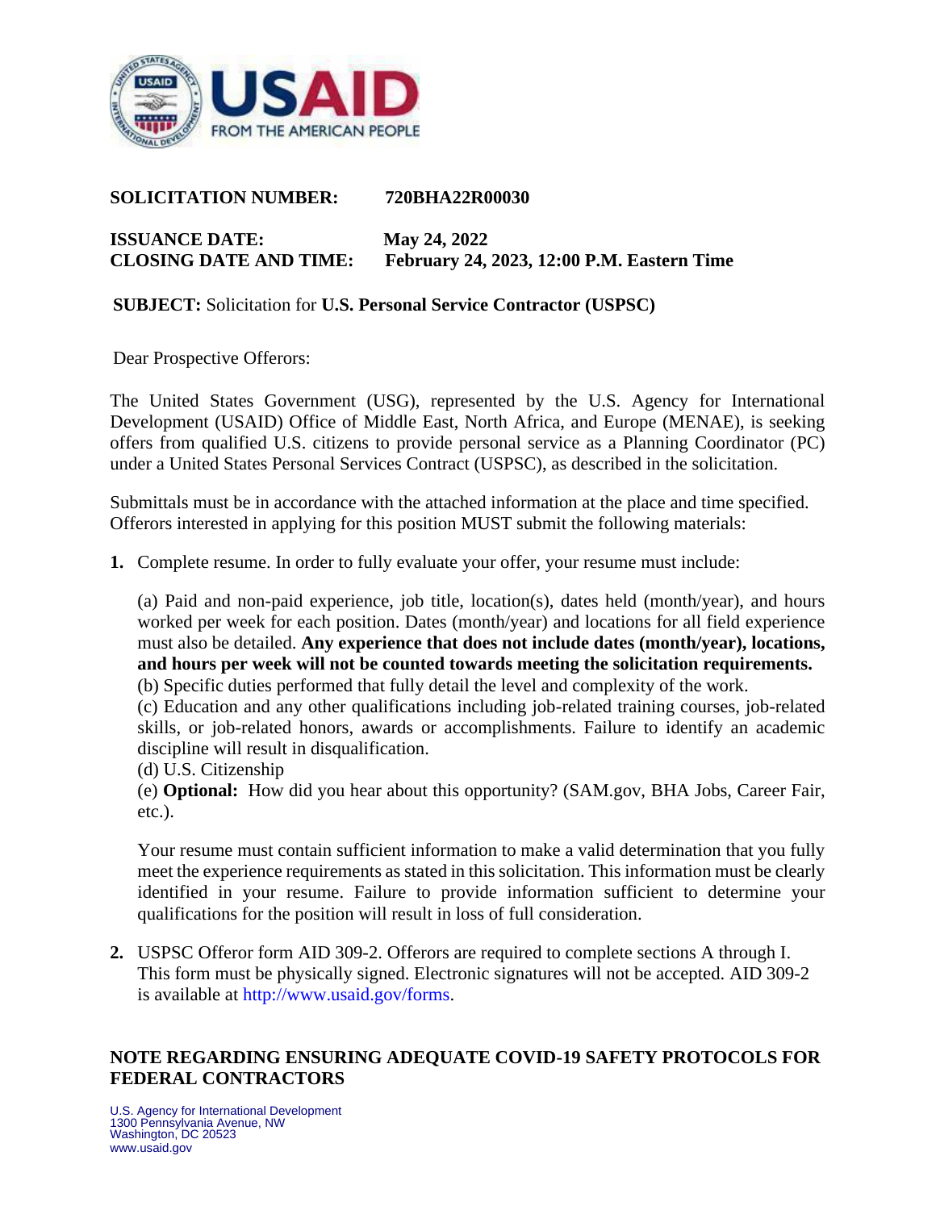**SOLICITATION NUMBER:** 720BHA22R00030

**ISSUANCE DATE:** May 24, 2022
**CLOSING DATE AND TIME:** February 24, 2023, 12:00 P.M. Eastern Time

**SUBJECT:** Solicitation for **U.S. Personal Service Contractor (USPSC)**

Dear Prospective Offerors:

The United States Government (USG), represented by the U.S. Agency for International Development (USAID) Office of Middle East, North Africa, and Europe (MENAE), is seeking offers from qualified U.S. citizens to provide personal service as a Planning Coordinator (PC) under a United States Personal Services Contract (USPSC), as described in the solicitation.

Submittals must be in accordance with the attached information at the place and time specified. Offerors interested in applying for this position MUST submit the following materials:

1. Complete resume. In order to fully evaluate your offer, your resume must include:

   (a) Paid and non-paid experience, job title, location(s), dates held (month/year), and hours worked per week for each position. Dates (month/year) and locations for all field experience must also be detailed. **Any experience that does not include dates (month/year), locations, and hours per week will not be counted towards meeting the solicitation requirements.**
   (b) Specific duties performed that fully detail the level and complexity of the work.
   (c) Education and any other qualifications including job-related training courses, job-related skills, or job-related honors, awards or accomplishments. Failure to identify an academic discipline will result in disqualification.
   (d) U.S. Citizenship
   (e) **Optional:** How did you hear about this opportunity? (SAM.gov, BHA Jobs, Career Fair, etc.).

   Your resume must contain sufficient information to make a valid determination that you fully meet the experience requirements as stated in this solicitation. This information must be clearly identified in your resume. Failure to provide information sufficient to determine your qualifications for the position will result in loss of full consideration.

2. USPSC Offeror form AID 309-2. Offerors are required to complete sections A through I. This form must be physically signed. Electronic signatures will not be accepted. AID 309-2 is available at http://www.usaid.gov/forms.

**NOTE REGARDING ENSURING ADEQUATE COVID-19 SAFETY PROTOCOLS FOR FEDERAL CONTRACTORS**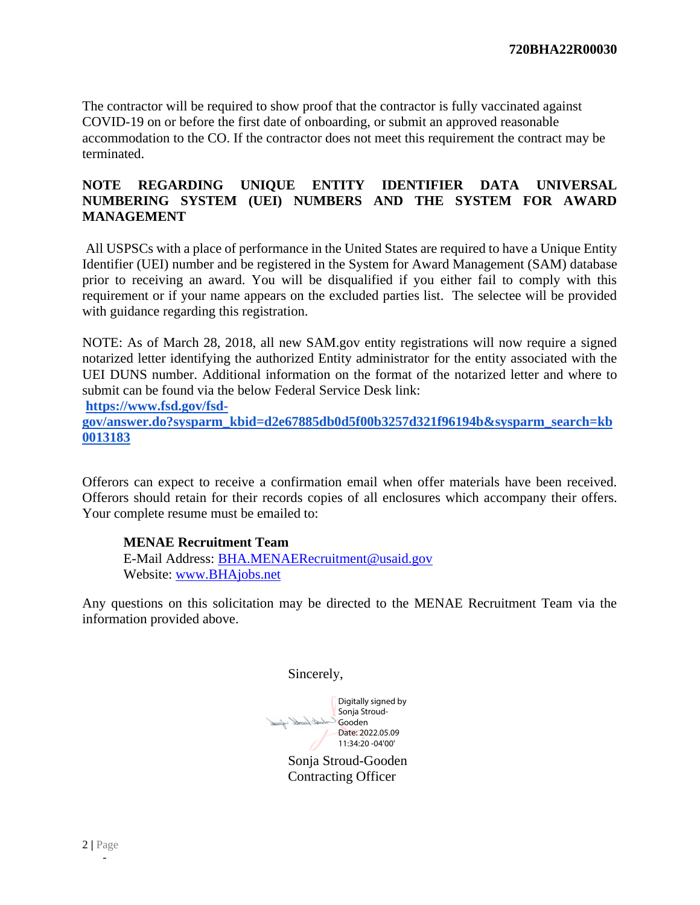The contractor will be required to show proof that the contractor is fully vaccinated against COVID-19 on or before the first date of onboarding, or submit an approved reasonable accommodation to the CO. If the contractor does not meet this requirement the contract may be terminated.

**NOTE REGARDING UNIQUE ENTITY IDENTIFIER DATA UNIVERSAL NUMBERING SYSTEM (UEI) NUMBERS AND THE SYSTEM FOR AWARD MANAGEMENT**

All USPSCs with a place of performance in the United States are required to have a Unique Entity Identifier (UEI) number and be registered in the System for Award Management (SAM) database prior to receiving an award. You will be disqualified if you either fail to comply with this requirement or if your name appears on the excluded parties list. The selectee will be provided with guidance regarding this registration.

NOTE: As of March 28, 2018, all new SAM.gov entity registrations will now require a signed notarized letter identifying the authorized Entity administrator for the entity associated with the UEI DUNS number. Additional information on the format of the notarized letter and where to submit can be found via the below Federal Service Desk link:
**https://www.fsd.gov/fsd-gov/answer.do?sysparm_kbid=d2e67885db0d5f00b3257d321f96194b&sysparm_search=kb0013183**

Offerors can expect to receive a confirmation email when offer materials have been received. Offerors should retain for their records copies of all enclosures which accompany their offers. Your complete resume must be emailed to:

**MENAE Recruitment Team**
E-Mail Address: BHA.MENAERecruitment@usaid.gov
Website: www.BHAjobs.net

Any questions on this solicitation may be directed to the MENAE Recruitment Team via the information provided above.

Sincerely,

Digitally signed by Sonja Stroud-Gooden
Date: 2022.05.09 11:34:20 -04'00'

Sonja Stroud-Gooden
Contracting Officer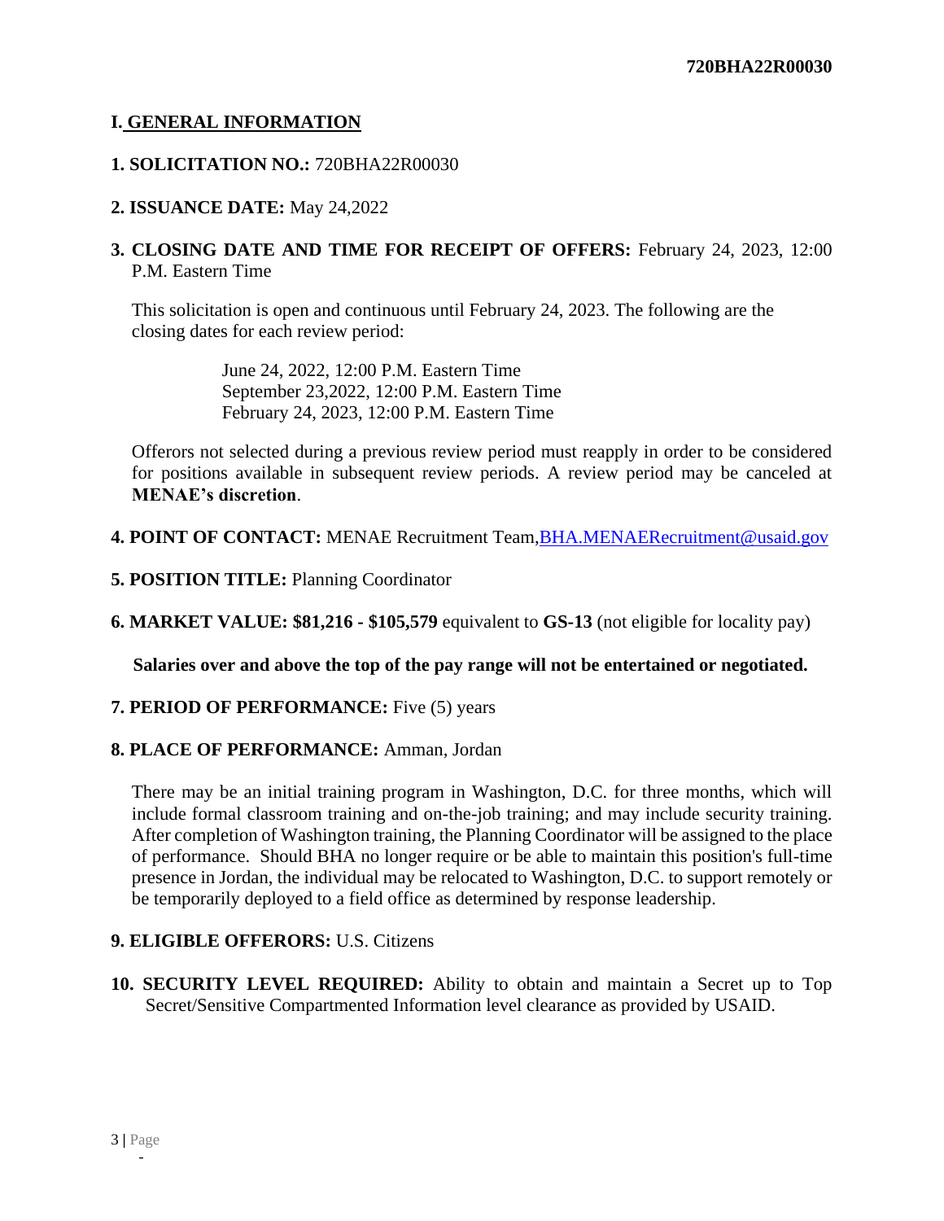## I. GENERAL INFORMATION

**1. SOLICITATION NO.:** 720BHA22R00030

**2. ISSUANCE DATE:** May 24,2022

**3. CLOSING DATE AND TIME FOR RECEIPT OF OFFERS:** February 24, 2023, 12:00 P.M. Eastern Time

This solicitation is open and continuous until February 24, 2023. The following are the closing dates for each review period:

June 24, 2022, 12:00 P.M. Eastern Time
September 23,2022, 12:00 P.M. Eastern Time
February 24, 2023, 12:00 P.M. Eastern Time

Offerors not selected during a previous review period must reapply in order to be considered for positions available in subsequent review periods. A review period may be canceled at **MENAE's discretion**.

**4. POINT OF CONTACT:** MENAE Recruitment Team,BHA.MENAERecruitment@usaid.gov

**5. POSITION TITLE:** Planning Coordinator

**6. MARKET VALUE: $81,216 - $105,579** equivalent to **GS-13** (not eligible for locality pay)

**Salaries over and above the top of the pay range will not be entertained or negotiated.**

**7. PERIOD OF PERFORMANCE:** Five (5) years

**8. PLACE OF PERFORMANCE:** Amman, Jordan

There may be an initial training program in Washington, D.C. for three months, which will include formal classroom training and on-the-job training; and may include security training. After completion of Washington training, the Planning Coordinator will be assigned to the place of performance. Should BHA no longer require or be able to maintain this position's full-time presence in Jordan, the individual may be relocated to Washington, D.C. to support remotely or be temporarily deployed to a field office as determined by response leadership.

**9. ELIGIBLE OFFERORS:** U.S. Citizens

**10. SECURITY LEVEL REQUIRED:** Ability to obtain and maintain a Secret up to Top Secret/Sensitive Compartmented Information level clearance as provided by USAID.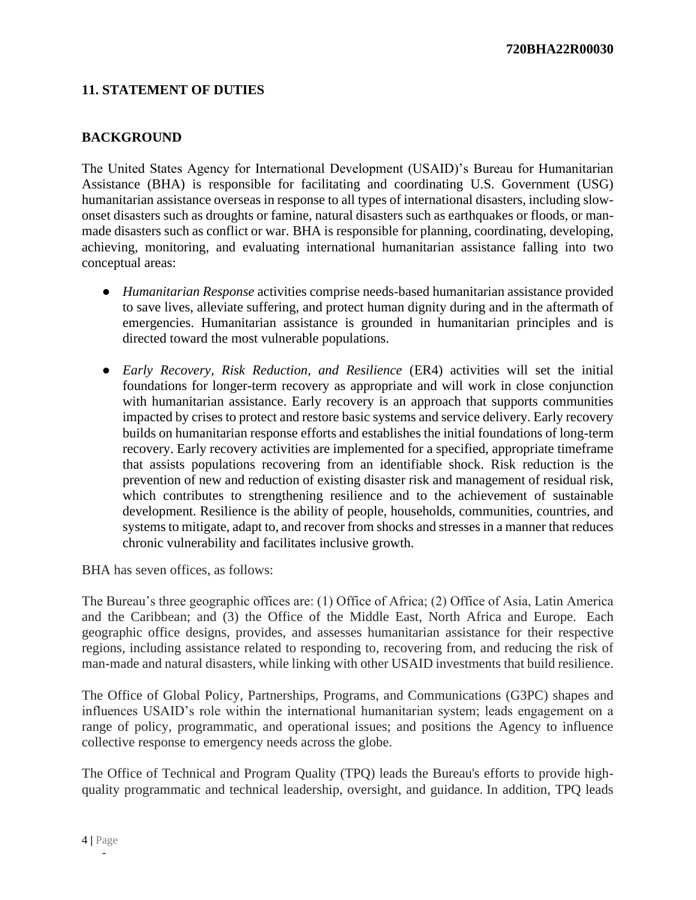## 11. STATEMENT OF DUTIES

### BACKGROUND

The United States Agency for International Development (USAID)'s Bureau for Humanitarian Assistance (BHA) is responsible for facilitating and coordinating U.S. Government (USG) humanitarian assistance overseas in response to all types of international disasters, including slow-onset disasters such as droughts or famine, natural disasters such as earthquakes or floods, or man-made disasters such as conflict or war. BHA is responsible for planning, coordinating, developing, achieving, monitoring, and evaluating international humanitarian assistance falling into two conceptual areas:

- *Humanitarian Response* activities comprise needs-based humanitarian assistance provided to save lives, alleviate suffering, and protect human dignity during and in the aftermath of emergencies. Humanitarian assistance is grounded in humanitarian principles and is directed toward the most vulnerable populations.

- *Early Recovery, Risk Reduction, and Resilience* (ER4) activities will set the initial foundations for longer-term recovery as appropriate and will work in close conjunction with humanitarian assistance. Early recovery is an approach that supports communities impacted by crises to protect and restore basic systems and service delivery. Early recovery builds on humanitarian response efforts and establishes the initial foundations of long-term recovery. Early recovery activities are implemented for a specified, appropriate timeframe that assists populations recovering from an identifiable shock. Risk reduction is the prevention of new and reduction of existing disaster risk and management of residual risk, which contributes to strengthening resilience and to the achievement of sustainable development. Resilience is the ability of people, households, communities, countries, and systems to mitigate, adapt to, and recover from shocks and stresses in a manner that reduces chronic vulnerability and facilitates inclusive growth.

BHA has seven offices, as follows:

The Bureau's three geographic offices are: (1) Office of Africa; (2) Office of Asia, Latin America and the Caribbean; and (3) the Office of the Middle East, North Africa and Europe. Each geographic office designs, provides, and assesses humanitarian assistance for their respective regions, including assistance related to responding to, recovering from, and reducing the risk of man-made and natural disasters, while linking with other USAID investments that build resilience.

The Office of Global Policy, Partnerships, Programs, and Communications (G3PC) shapes and influences USAID's role within the international humanitarian system; leads engagement on a range of policy, programmatic, and operational issues; and positions the Agency to influence collective response to emergency needs across the globe.

The Office of Technical and Program Quality (TPQ) leads the Bureau's efforts to provide high-quality programmatic and technical leadership, oversight, and guidance. In addition, TPQ leads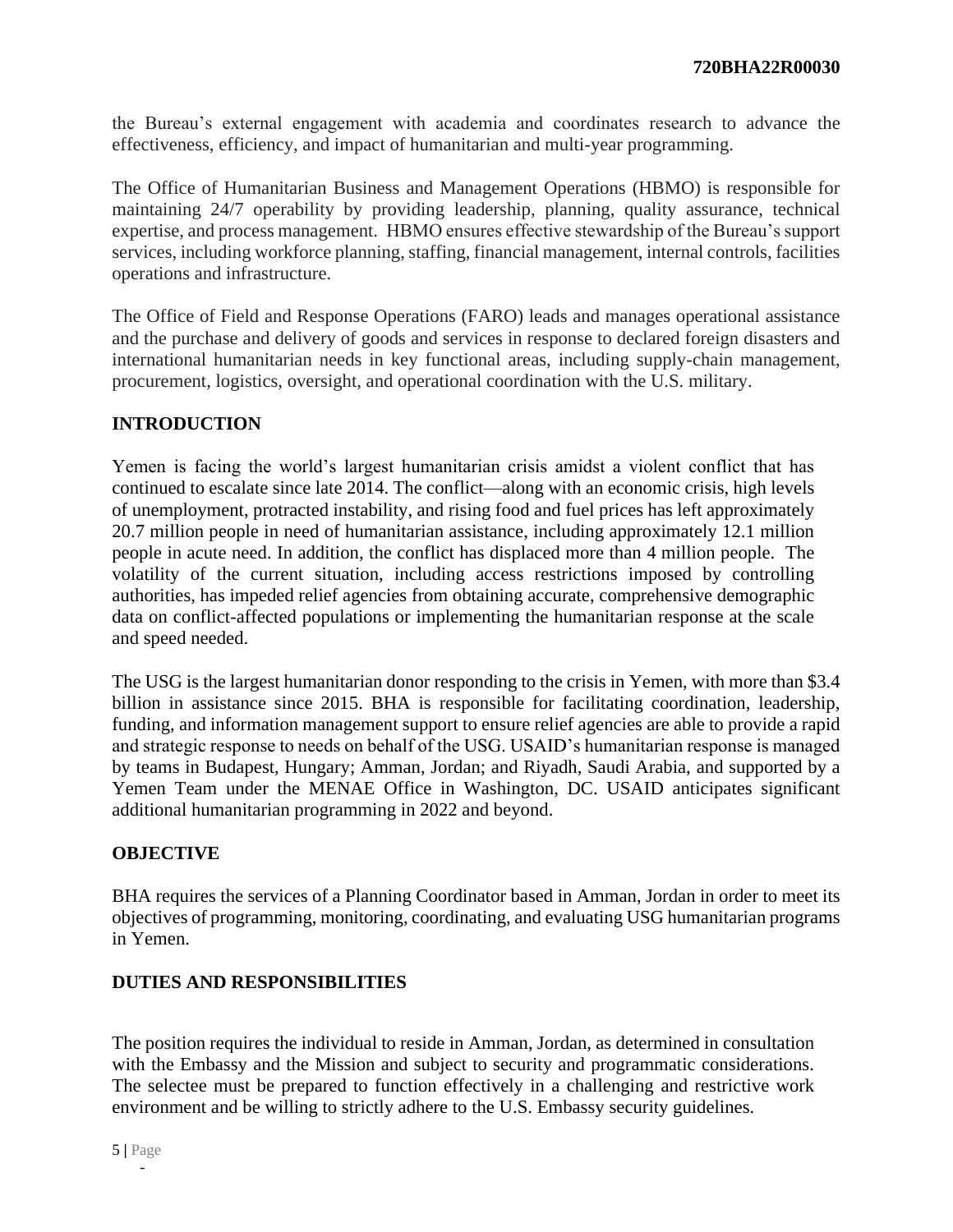the Bureau's external engagement with academia and coordinates research to advance the effectiveness, efficiency, and impact of humanitarian and multi-year programming.

The Office of Humanitarian Business and Management Operations (HBMO) is responsible for maintaining 24/7 operability by providing leadership, planning, quality assurance, technical expertise, and process management. HBMO ensures effective stewardship of the Bureau's support services, including workforce planning, staffing, financial management, internal controls, facilities operations and infrastructure.

The Office of Field and Response Operations (FARO) leads and manages operational assistance and the purchase and delivery of goods and services in response to declared foreign disasters and international humanitarian needs in key functional areas, including supply-chain management, procurement, logistics, oversight, and operational coordination with the U.S. military.

## INTRODUCTION

Yemen is facing the world's largest humanitarian crisis amidst a violent conflict that has continued to escalate since late 2014. The conflict—along with an economic crisis, high levels of unemployment, protracted instability, and rising food and fuel prices has left approximately 20.7 million people in need of humanitarian assistance, including approximately 12.1 million people in acute need. In addition, the conflict has displaced more than 4 million people. The volatility of the current situation, including access restrictions imposed by controlling authorities, has impeded relief agencies from obtaining accurate, comprehensive demographic data on conflict-affected populations or implementing the humanitarian response at the scale and speed needed.

The USG is the largest humanitarian donor responding to the crisis in Yemen, with more than $3.4 billion in assistance since 2015. BHA is responsible for facilitating coordination, leadership, funding, and information management support to ensure relief agencies are able to provide a rapid and strategic response to needs on behalf of the USG. USAID's humanitarian response is managed by teams in Budapest, Hungary; Amman, Jordan; and Riyadh, Saudi Arabia, and supported by a Yemen Team under the MENAE Office in Washington, DC. USAID anticipates significant additional humanitarian programming in 2022 and beyond.

## OBJECTIVE

BHA requires the services of a Planning Coordinator based in Amman, Jordan in order to meet its objectives of programming, monitoring, coordinating, and evaluating USG humanitarian programs in Yemen.

## DUTIES AND RESPONSIBILITIES

The position requires the individual to reside in Amman, Jordan, as determined in consultation with the Embassy and the Mission and subject to security and programmatic considerations. The selectee must be prepared to function effectively in a challenging and restrictive work environment and be willing to strictly adhere to the U.S. Embassy security guidelines.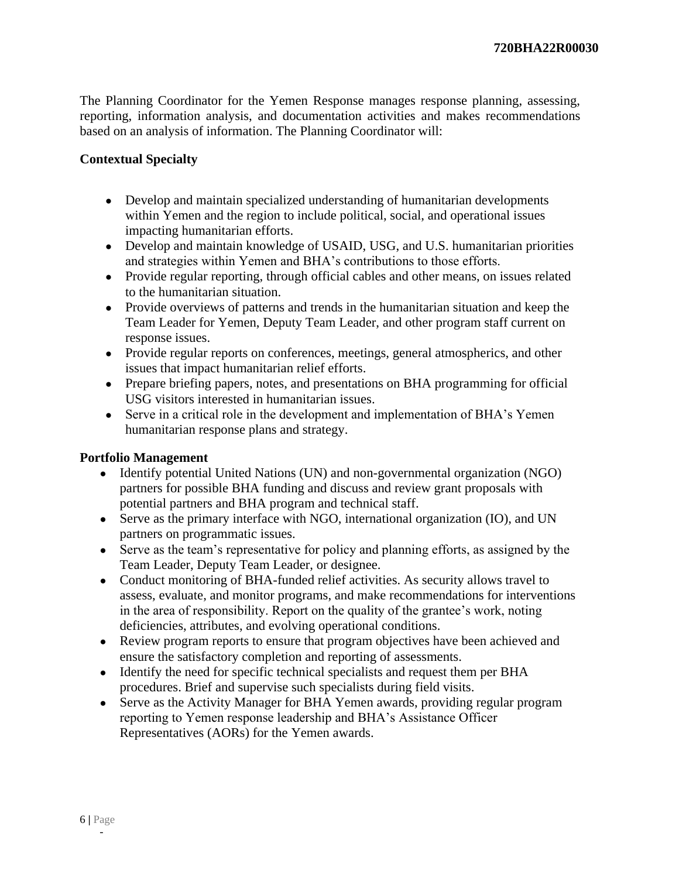The Planning Coordinator for the Yemen Response manages response planning, assessing, reporting, information analysis, and documentation activities and makes recommendations based on an analysis of information. The Planning Coordinator will:

**Contextual Specialty**

- Develop and maintain specialized understanding of humanitarian developments within Yemen and the region to include political, social, and operational issues impacting humanitarian efforts.
- Develop and maintain knowledge of USAID, USG, and U.S. humanitarian priorities and strategies within Yemen and BHA's contributions to those efforts.
- Provide regular reporting, through official cables and other means, on issues related to the humanitarian situation.
- Provide overviews of patterns and trends in the humanitarian situation and keep the Team Leader for Yemen, Deputy Team Leader, and other program staff current on response issues.
- Provide regular reports on conferences, meetings, general atmospherics, and other issues that impact humanitarian relief efforts.
- Prepare briefing papers, notes, and presentations on BHA programming for official USG visitors interested in humanitarian issues.
- Serve in a critical role in the development and implementation of BHA's Yemen humanitarian response plans and strategy.

**Portfolio Management**

- Identify potential United Nations (UN) and non-governmental organization (NGO) partners for possible BHA funding and discuss and review grant proposals with potential partners and BHA program and technical staff.
- Serve as the primary interface with NGO, international organization (IO), and UN partners on programmatic issues.
- Serve as the team's representative for policy and planning efforts, as assigned by the Team Leader, Deputy Team Leader, or designee.
- Conduct monitoring of BHA-funded relief activities. As security allows travel to assess, evaluate, and monitor programs, and make recommendations for interventions in the area of responsibility. Report on the quality of the grantee's work, noting deficiencies, attributes, and evolving operational conditions.
- Review program reports to ensure that program objectives have been achieved and ensure the satisfactory completion and reporting of assessments.
- Identify the need for specific technical specialists and request them per BHA procedures. Brief and supervise such specialists during field visits.
- Serve as the Activity Manager for BHA Yemen awards, providing regular program reporting to Yemen response leadership and BHA's Assistance Officer Representatives (AORs) for the Yemen awards.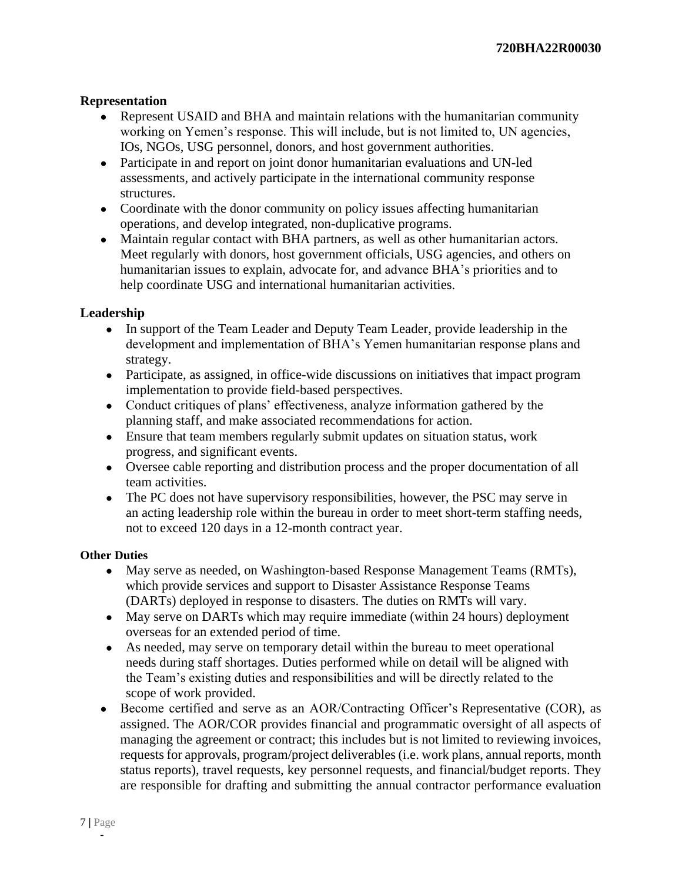**Representation**

- Represent USAID and BHA and maintain relations with the humanitarian community working on Yemen's response. This will include, but is not limited to, UN agencies, IOs, NGOs, USG personnel, donors, and host government authorities.
- Participate in and report on joint donor humanitarian evaluations and UN-led assessments, and actively participate in the international community response structures.
- Coordinate with the donor community on policy issues affecting humanitarian operations, and develop integrated, non-duplicative programs.
- Maintain regular contact with BHA partners, as well as other humanitarian actors. Meet regularly with donors, host government officials, USG agencies, and others on humanitarian issues to explain, advocate for, and advance BHA's priorities and to help coordinate USG and international humanitarian activities.

**Leadership**

- In support of the Team Leader and Deputy Team Leader, provide leadership in the development and implementation of BHA's Yemen humanitarian response plans and strategy.
- Participate, as assigned, in office-wide discussions on initiatives that impact program implementation to provide field-based perspectives.
- Conduct critiques of plans' effectiveness, analyze information gathered by the planning staff, and make associated recommendations for action.
- Ensure that team members regularly submit updates on situation status, work progress, and significant events.
- Oversee cable reporting and distribution process and the proper documentation of all team activities.
- The PC does not have supervisory responsibilities, however, the PSC may serve in an acting leadership role within the bureau in order to meet short-term staffing needs, not to exceed 120 days in a 12-month contract year.

**Other Duties**

- May serve as needed, on Washington-based Response Management Teams (RMTs), which provide services and support to Disaster Assistance Response Teams (DARTs) deployed in response to disasters. The duties on RMTs will vary.
- May serve on DARTs which may require immediate (within 24 hours) deployment overseas for an extended period of time.
- As needed, may serve on temporary detail within the bureau to meet operational needs during staff shortages. Duties performed while on detail will be aligned with the Team's existing duties and responsibilities and will be directly related to the scope of work provided.
- Become certified and serve as an AOR/Contracting Officer's Representative (COR), as assigned. The AOR/COR provides financial and programmatic oversight of all aspects of managing the agreement or contract; this includes but is not limited to reviewing invoices, requests for approvals, program/project deliverables (i.e. work plans, annual reports, month status reports), travel requests, key personnel requests, and financial/budget reports. They are responsible for drafting and submitting the annual contractor performance evaluation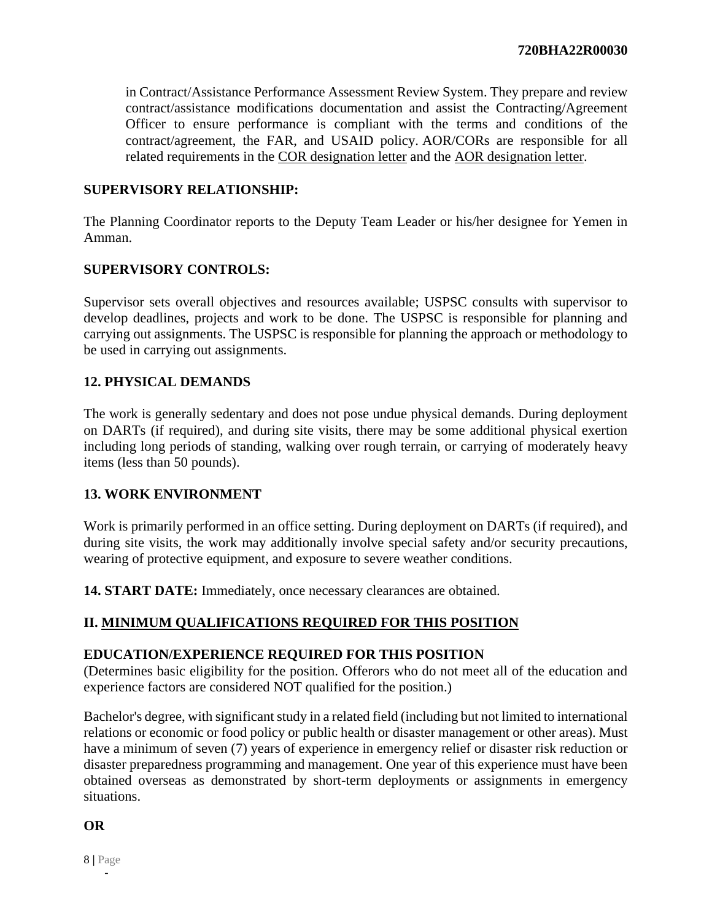in Contract/Assistance Performance Assessment Review System. They prepare and review contract/assistance modifications documentation and assist the Contracting/Agreement Officer to ensure performance is compliant with the terms and conditions of the contract/agreement, the FAR, and USAID policy. AOR/CORs are responsible for all related requirements in the COR designation letter and the AOR designation letter.

**SUPERVISORY RELATIONSHIP:**

The Planning Coordinator reports to the Deputy Team Leader or his/her designee for Yemen in Amman.

**SUPERVISORY CONTROLS:**

Supervisor sets overall objectives and resources available; USPSC consults with supervisor to develop deadlines, projects and work to be done. The USPSC is responsible for planning and carrying out assignments. The USPSC is responsible for planning the approach or methodology to be used in carrying out assignments.

**12. PHYSICAL DEMANDS**

The work is generally sedentary and does not pose undue physical demands. During deployment on DARTs (if required), and during site visits, there may be some additional physical exertion including long periods of standing, walking over rough terrain, or carrying of moderately heavy items (less than 50 pounds).

**13. WORK ENVIRONMENT**

Work is primarily performed in an office setting. During deployment on DARTs (if required), and during site visits, the work may additionally involve special safety and/or security precautions, wearing of protective equipment, and exposure to severe weather conditions.

**14. START DATE:** Immediately, once necessary clearances are obtained.

## II. MINIMUM QUALIFICATIONS REQUIRED FOR THIS POSITION

**EDUCATION/EXPERIENCE REQUIRED FOR THIS POSITION**

(Determines basic eligibility for the position. Offerors who do not meet all of the education and experience factors are considered NOT qualified for the position.)

Bachelor's degree, with significant study in a related field (including but not limited to international relations or economic or food policy or public health or disaster management or other areas). Must have a minimum of seven (7) years of experience in emergency relief or disaster risk reduction or disaster preparedness programming and management. One year of this experience must have been obtained overseas as demonstrated by short-term deployments or assignments in emergency situations.

**OR**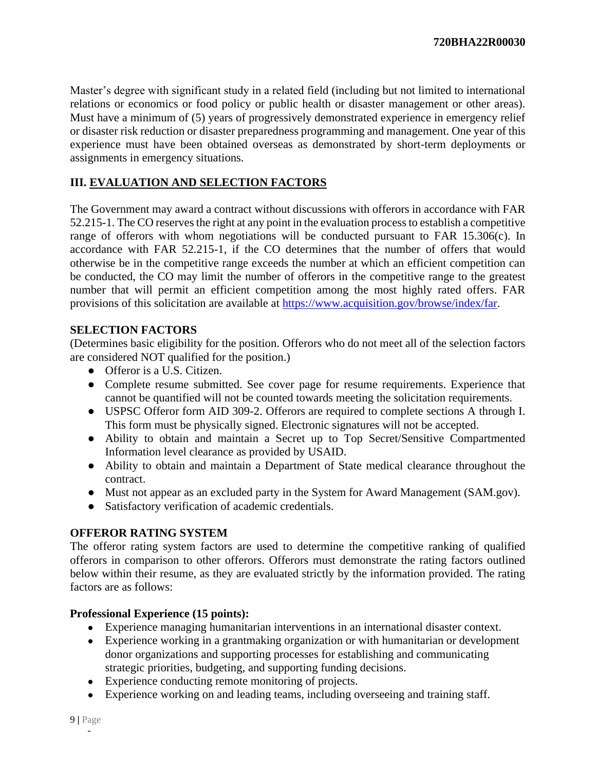Master's degree with significant study in a related field (including but not limited to international relations or economics or food policy or public health or disaster management or other areas). Must have a minimum of (5) years of progressively demonstrated experience in emergency relief or disaster risk reduction or disaster preparedness programming and management. One year of this experience must have been obtained overseas as demonstrated by short-term deployments or assignments in emergency situations.

## III. EVALUATION AND SELECTION FACTORS

The Government may award a contract without discussions with offerors in accordance with FAR 52.215-1. The CO reserves the right at any point in the evaluation process to establish a competitive range of offerors with whom negotiations will be conducted pursuant to FAR 15.306(c). In accordance with FAR 52.215-1, if the CO determines that the number of offers that would otherwise be in the competitive range exceeds the number at which an efficient competition can be conducted, the CO may limit the number of offerors in the competitive range to the greatest number that will permit an efficient competition among the most highly rated offers. FAR provisions of this solicitation are available at [https://www.acquisition.gov/browse/index/far](https://www.acquisition.gov/browse/index/far).

### SELECTION FACTORS

(Determines basic eligibility for the position. Offerors who do not meet all of the selection factors are considered NOT qualified for the position.)

- Offeror is a U.S. Citizen.
- Complete resume submitted. See cover page for resume requirements. Experience that cannot be quantified will not be counted towards meeting the solicitation requirements.
- USPSC Offeror form AID 309-2. Offerors are required to complete sections A through I. This form must be physically signed. Electronic signatures will not be accepted.
- Ability to obtain and maintain a Secret up to Top Secret/Sensitive Compartmented Information level clearance as provided by USAID.
- Ability to obtain and maintain a Department of State medical clearance throughout the contract.
- Must not appear as an excluded party in the System for Award Management (SAM.gov).
- Satisfactory verification of academic credentials.

### OFFEROR RATING SYSTEM

The offeror rating system factors are used to determine the competitive ranking of qualified offerors in comparison to other offerors. Offerors must demonstrate the rating factors outlined below within their resume, as they are evaluated strictly by the information provided. The rating factors are as follows:

**Professional Experience (15 points):**

- Experience managing humanitarian interventions in an international disaster context.
- Experience working in a grantmaking organization or with humanitarian or development donor organizations and supporting processes for establishing and communicating strategic priorities, budgeting, and supporting funding decisions.
- Experience conducting remote monitoring of projects.
- Experience working on and leading teams, including overseeing and training staff.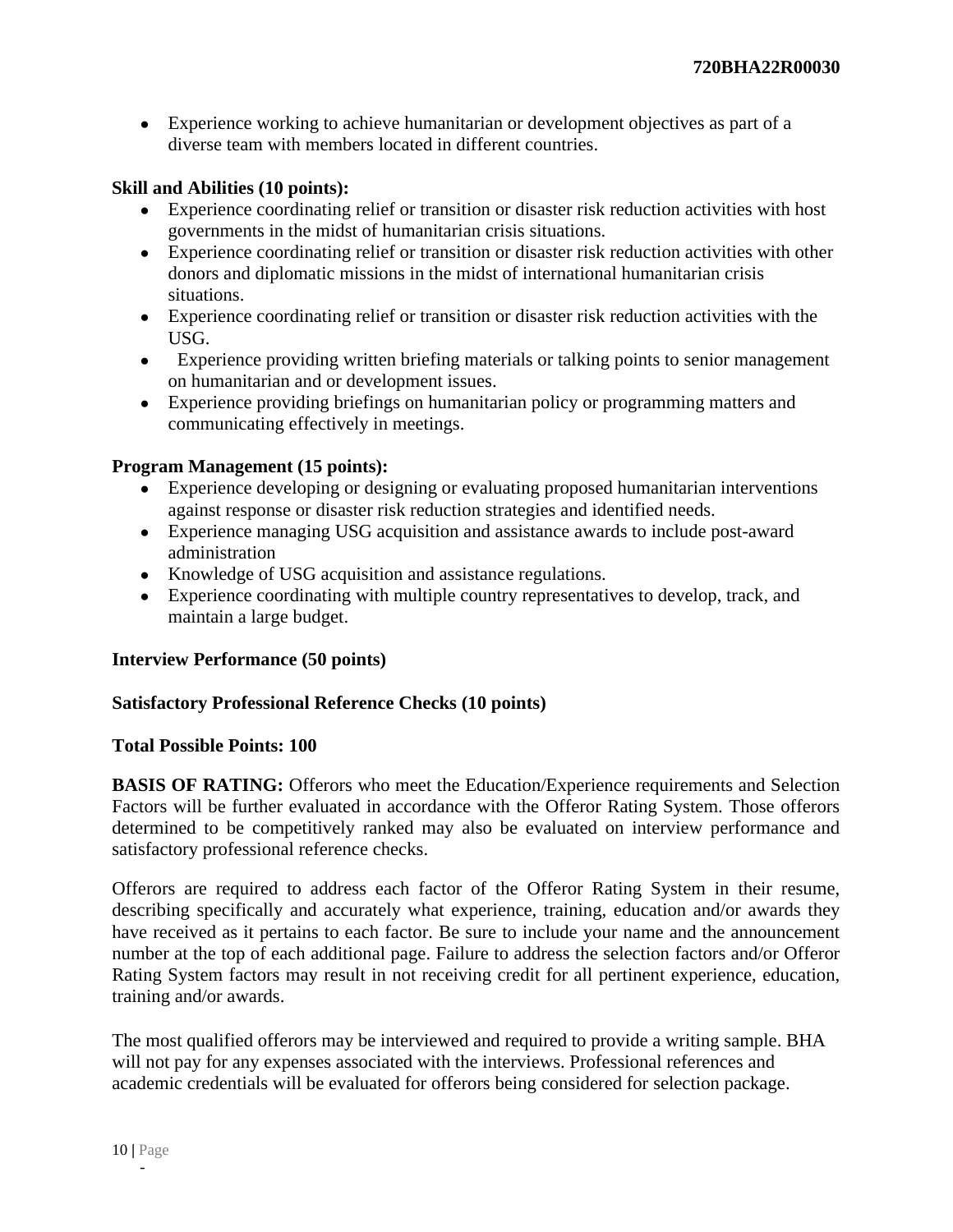- Experience working to achieve humanitarian or development objectives as part of a diverse team with members located in different countries.

**Skill and Abilities (10 points):**

- Experience coordinating relief or transition or disaster risk reduction activities with host governments in the midst of humanitarian crisis situations.
- Experience coordinating relief or transition or disaster risk reduction activities with other donors and diplomatic missions in the midst of international humanitarian crisis situations.
- Experience coordinating relief or transition or disaster risk reduction activities with the USG.
- Experience providing written briefing materials or talking points to senior management on humanitarian and or development issues.
- Experience providing briefings on humanitarian policy or programming matters and communicating effectively in meetings.

**Program Management (15 points):**

- Experience developing or designing or evaluating proposed humanitarian interventions against response or disaster risk reduction strategies and identified needs.
- Experience managing USG acquisition and assistance awards to include post-award administration
- Knowledge of USG acquisition and assistance regulations.
- Experience coordinating with multiple country representatives to develop, track, and maintain a large budget.

**Interview Performance (50 points)**

**Satisfactory Professional Reference Checks (10 points)**

**Total Possible Points: 100**

**BASIS OF RATING:** Offerors who meet the Education/Experience requirements and Selection Factors will be further evaluated in accordance with the Offeror Rating System. Those offerors determined to be competitively ranked may also be evaluated on interview performance and satisfactory professional reference checks.

Offerors are required to address each factor of the Offeror Rating System in their resume, describing specifically and accurately what experience, training, education and/or awards they have received as it pertains to each factor. Be sure to include your name and the announcement number at the top of each additional page. Failure to address the selection factors and/or Offeror Rating System factors may result in not receiving credit for all pertinent experience, education, training and/or awards.

The most qualified offerors may be interviewed and required to provide a writing sample. BHA will not pay for any expenses associated with the interviews. Professional references and academic credentials will be evaluated for offerors being considered for selection package.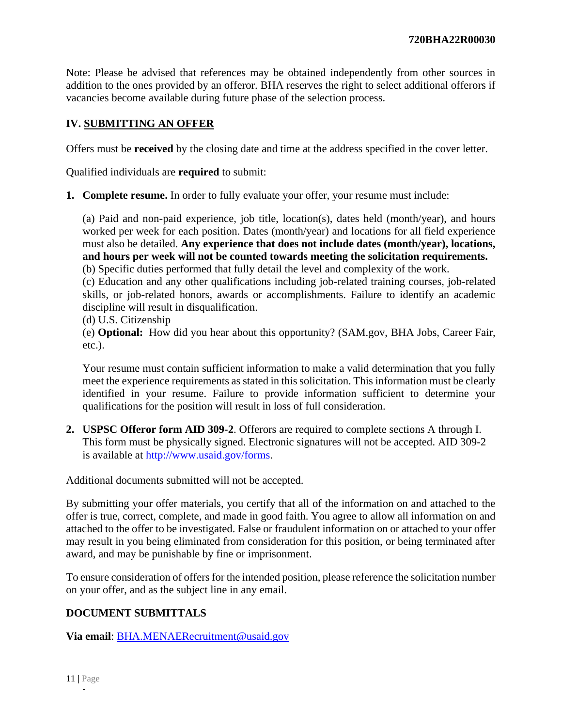Note: Please be advised that references may be obtained independently from other sources in addition to the ones provided by an offeror. BHA reserves the right to select additional offerors if vacancies become available during future phase of the selection process.

## IV. SUBMITTING AN OFFER

Offers must be **received** by the closing date and time at the address specified in the cover letter.

Qualified individuals are **required** to submit:

1. **Complete resume.** In order to fully evaluate your offer, your resume must include:

   (a) Paid and non-paid experience, job title, location(s), dates held (month/year), and hours worked per week for each position. Dates (month/year) and locations for all field experience must also be detailed. **Any experience that does not include dates (month/year), locations, and hours per week will not be counted towards meeting the solicitation requirements.**
   (b) Specific duties performed that fully detail the level and complexity of the work.
   (c) Education and any other qualifications including job-related training courses, job-related skills, or job-related honors, awards or accomplishments. Failure to identify an academic discipline will result in disqualification.
   (d) U.S. Citizenship
   (e) **Optional:** How did you hear about this opportunity? (SAM.gov, BHA Jobs, Career Fair, etc.).

   Your resume must contain sufficient information to make a valid determination that you fully meet the experience requirements as stated in this solicitation. This information must be clearly identified in your resume. Failure to provide information sufficient to determine your qualifications for the position will result in loss of full consideration.

2. **USPSC Offeror form AID 309-2**. Offerors are required to complete sections A through I. This form must be physically signed. Electronic signatures will not be accepted. AID 309-2 is available at http://www.usaid.gov/forms.

Additional documents submitted will not be accepted.

By submitting your offer materials, you certify that all of the information on and attached to the offer is true, correct, complete, and made in good faith. You agree to allow all information on and attached to the offer to be investigated. False or fraudulent information on or attached to your offer may result in you being eliminated from consideration for this position, or being terminated after award, and may be punishable by fine or imprisonment.

To ensure consideration of offers for the intended position, please reference the solicitation number on your offer, and as the subject line in any email.

### DOCUMENT SUBMITTALS

**Via email**: BHA.MENAERecruitment@usaid.gov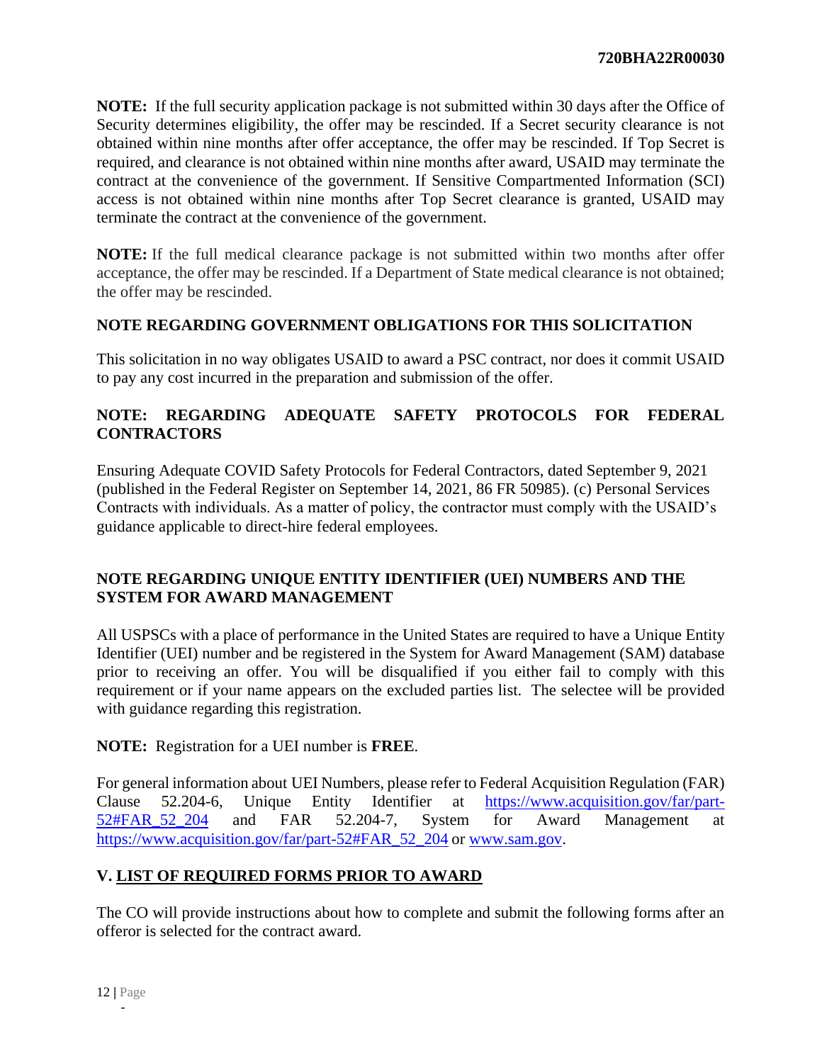**NOTE:** If the full security application package is not submitted within 30 days after the Office of Security determines eligibility, the offer may be rescinded. If a Secret security clearance is not obtained within nine months after offer acceptance, the offer may be rescinded. If Top Secret is required, and clearance is not obtained within nine months after award, USAID may terminate the contract at the convenience of the government. If Sensitive Compartmented Information (SCI) access is not obtained within nine months after Top Secret clearance is granted, USAID may terminate the contract at the convenience of the government.

**NOTE:** If the full medical clearance package is not submitted within two months after offer acceptance, the offer may be rescinded. If a Department of State medical clearance is not obtained; the offer may be rescinded.

**NOTE REGARDING GOVERNMENT OBLIGATIONS FOR THIS SOLICITATION**

This solicitation in no way obligates USAID to award a PSC contract, nor does it commit USAID to pay any cost incurred in the preparation and submission of the offer.

**NOTE: REGARDING ADEQUATE SAFETY PROTOCOLS FOR FEDERAL CONTRACTORS**

Ensuring Adequate COVID Safety Protocols for Federal Contractors, dated September 9, 2021 (published in the Federal Register on September 14, 2021, 86 FR 50985). (c) Personal Services Contracts with individuals. As a matter of policy, the contractor must comply with the USAID's guidance applicable to direct-hire federal employees.

**NOTE REGARDING UNIQUE ENTITY IDENTIFIER (UEI) NUMBERS AND THE SYSTEM FOR AWARD MANAGEMENT**

All USPSCs with a place of performance in the United States are required to have a Unique Entity Identifier (UEI) number and be registered in the System for Award Management (SAM) database prior to receiving an offer. You will be disqualified if you either fail to comply with this requirement or if your name appears on the excluded parties list. The selectee will be provided with guidance regarding this registration.

**NOTE:** Registration for a UEI number is **FREE**.

For general information about UEI Numbers, please refer to Federal Acquisition Regulation (FAR) Clause 52.204-6, Unique Entity Identifier at https://www.acquisition.gov/far/part-52#FAR_52_204 and FAR 52.204-7, System for Award Management at https://www.acquisition.gov/far/part-52#FAR_52_204 or www.sam.gov.

## V. LIST OF REQUIRED FORMS PRIOR TO AWARD

The CO will provide instructions about how to complete and submit the following forms after an offeror is selected for the contract award.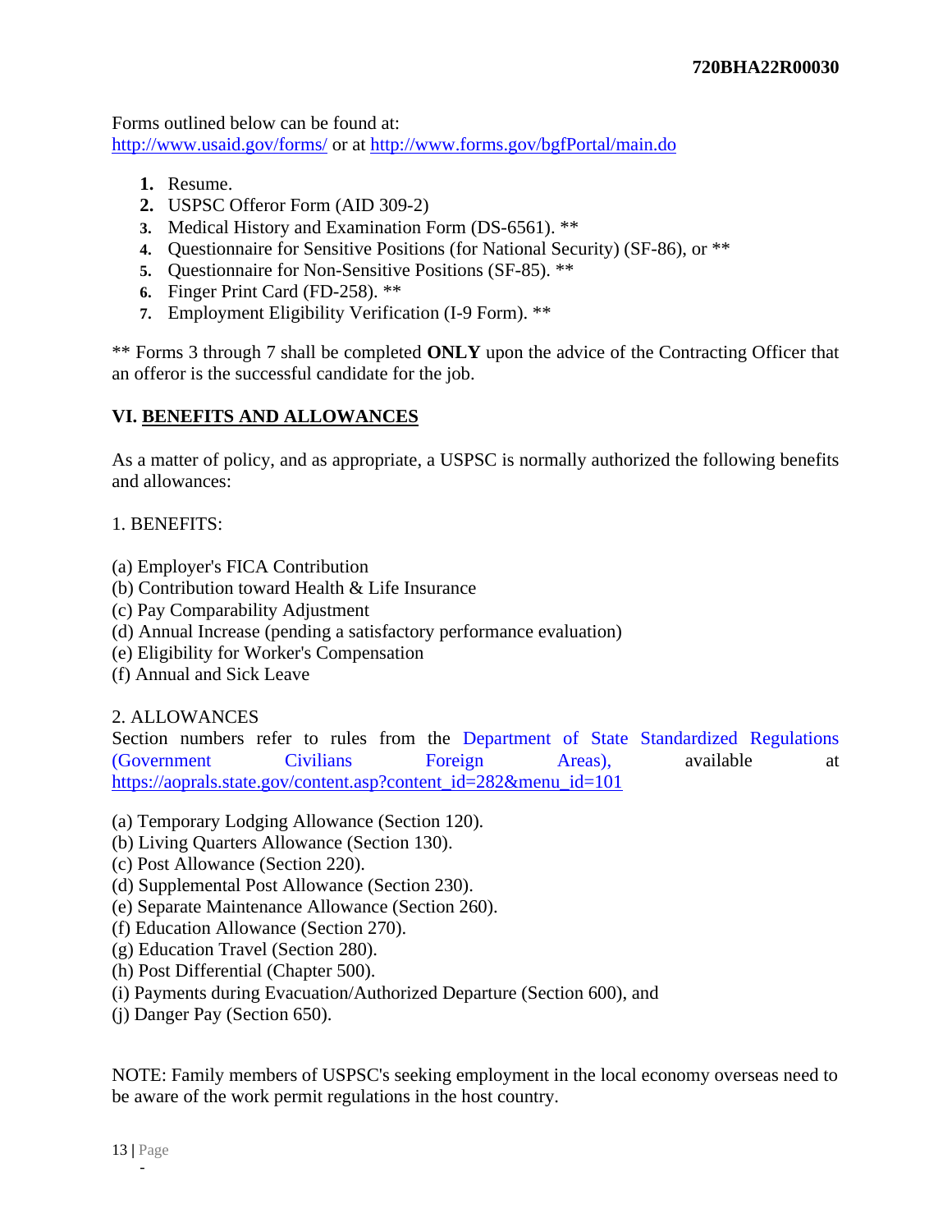Forms outlined below can be found at:
http://www.usaid.gov/forms/ or at http://www.forms.gov/bgfPortal/main.do

1. Resume.
2. USPSC Offeror Form (AID 309-2)
3. Medical History and Examination Form (DS-6561). **
4. Questionnaire for Sensitive Positions (for National Security) (SF-86), or **
5. Questionnaire for Non-Sensitive Positions (SF-85). **
6. Finger Print Card (FD-258). **
7. Employment Eligibility Verification (I-9 Form). **

** Forms 3 through 7 shall be completed **ONLY** upon the advice of the Contracting Officer that an offeror is the successful candidate for the job.

## VI. BENEFITS AND ALLOWANCES

As a matter of policy, and as appropriate, a USPSC is normally authorized the following benefits and allowances:

1. BENEFITS:

(a) Employer's FICA Contribution
(b) Contribution toward Health & Life Insurance
(c) Pay Comparability Adjustment
(d) Annual Increase (pending a satisfactory performance evaluation)
(e) Eligibility for Worker's Compensation
(f) Annual and Sick Leave

2. ALLOWANCES
Section numbers refer to rules from the Department of State Standardized Regulations (Government Civilians Foreign Areas), available at https://aoprals.state.gov/content.asp?content_id=282&menu_id=101

(a) Temporary Lodging Allowance (Section 120).
(b) Living Quarters Allowance (Section 130).
(c) Post Allowance (Section 220).
(d) Supplemental Post Allowance (Section 230).
(e) Separate Maintenance Allowance (Section 260).
(f) Education Allowance (Section 270).
(g) Education Travel (Section 280).
(h) Post Differential (Chapter 500).
(i) Payments during Evacuation/Authorized Departure (Section 600), and
(j) Danger Pay (Section 650).

NOTE: Family members of USPSC's seeking employment in the local economy overseas need to be aware of the work permit regulations in the host country.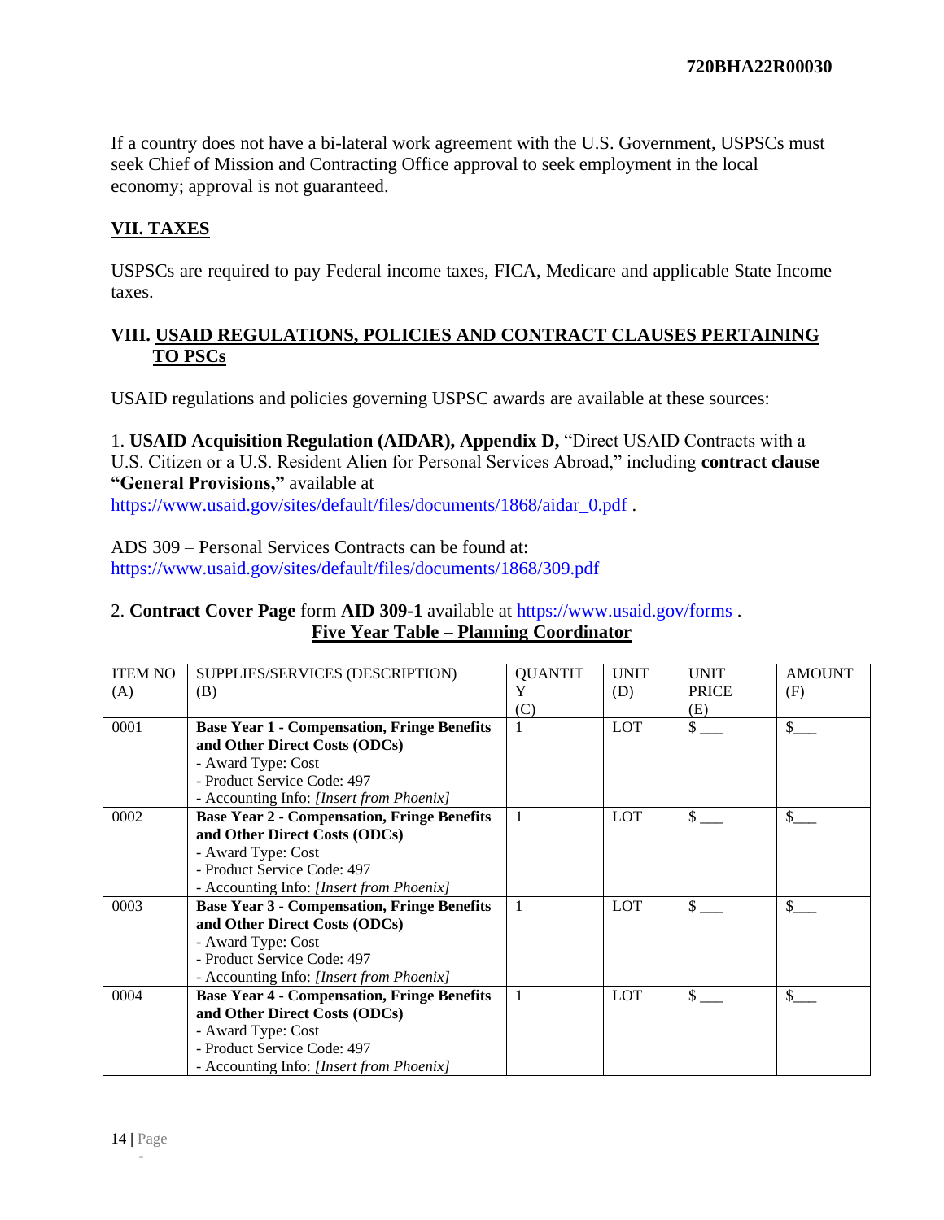If a country does not have a bi-lateral work agreement with the U.S. Government, USPSCs must seek Chief of Mission and Contracting Office approval to seek employment in the local economy; approval is not guaranteed.

## VII. TAXES

USPSCs are required to pay Federal income taxes, FICA, Medicare and applicable State Income taxes.

## VIII. USAID REGULATIONS, POLICIES AND CONTRACT CLAUSES PERTAINING TO PSCs

USAID regulations and policies governing USPSC awards are available at these sources:

1. **USAID Acquisition Regulation (AIDAR), Appendix D,** "Direct USAID Contracts with a U.S. Citizen or a U.S. Resident Alien for Personal Services Abroad," including **contract clause "General Provisions,"** available at https://www.usaid.gov/sites/default/files/documents/1868/aidar_0.pdf .

ADS 309 – Personal Services Contracts can be found at: https://www.usaid.gov/sites/default/files/documents/1868/309.pdf

2. **Contract Cover Page** form **AID 309-1** available at https://www.usaid.gov/forms .

**Five Year Table – Planning Coordinator**

| ITEM NO (A) | SUPPLIES/SERVICES (DESCRIPTION) (B) | QUANTITY (C) | UNIT (D) | UNIT PRICE (E) | AMOUNT (F) |
|---|---|---|---|---|---|
| 0001 | **Base Year 1 - Compensation, Fringe Benefits and Other Direct Costs (ODCs)**<br>- Award Type: Cost<br>- Product Service Code: 497<br>- Accounting Info: *[Insert from Phoenix]* | 1 | LOT | $ ___ | $___ |
| 0002 | **Base Year 2 - Compensation, Fringe Benefits and Other Direct Costs (ODCs)**<br>- Award Type: Cost<br>- Product Service Code: 497<br>- Accounting Info: *[Insert from Phoenix]* | 1 | LOT | $ ___ | $___ |
| 0003 | **Base Year 3 - Compensation, Fringe Benefits and Other Direct Costs (ODCs)**<br>- Award Type: Cost<br>- Product Service Code: 497<br>- Accounting Info: *[Insert from Phoenix]* | 1 | LOT | $ ___ | $___ |
| 0004 | **Base Year 4 - Compensation, Fringe Benefits and Other Direct Costs (ODCs)**<br>- Award Type: Cost<br>- Product Service Code: 497<br>- Accounting Info: *[Insert from Phoenix]* | 1 | LOT | $ ___ | $___ |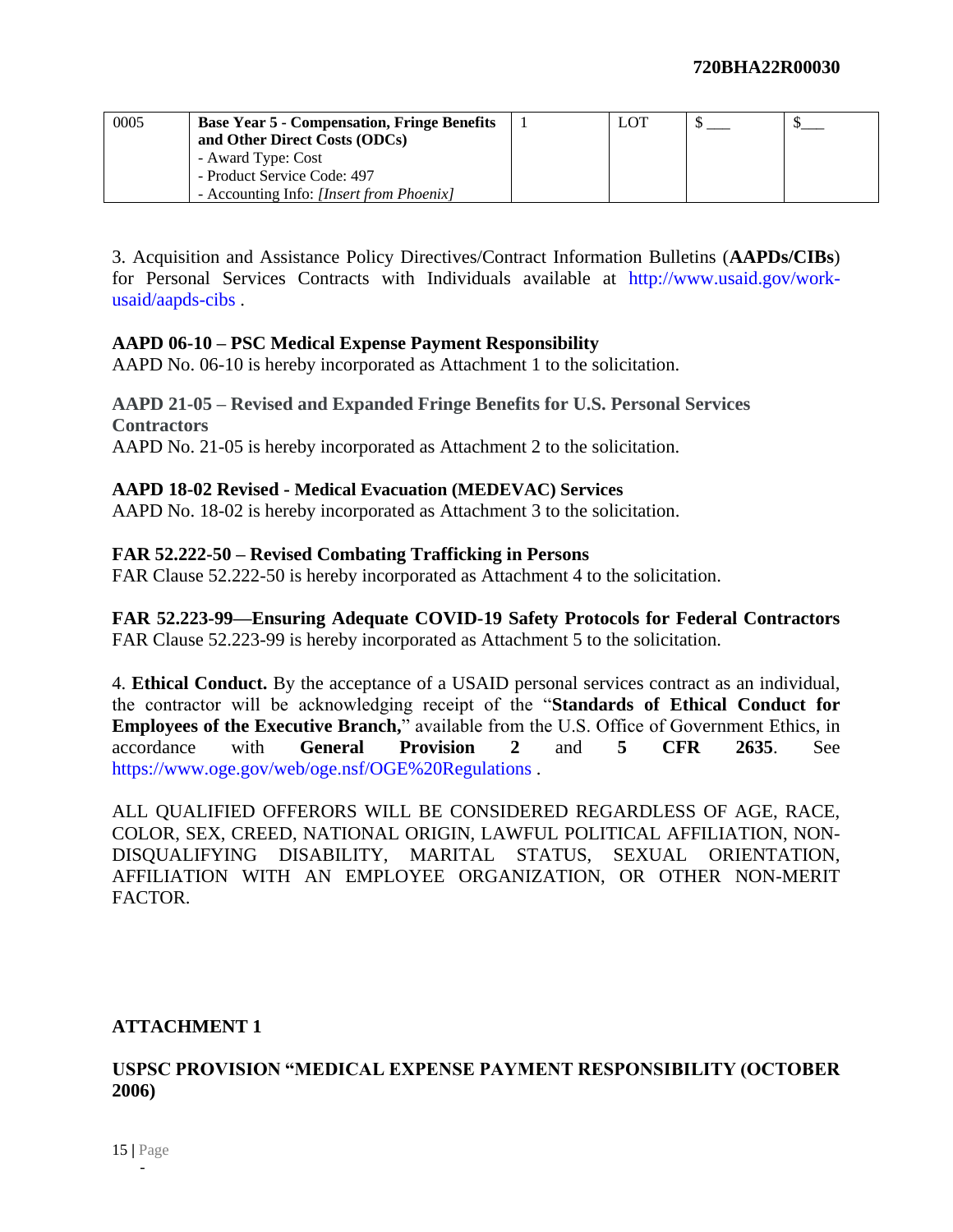| 0005 | **Base Year 5 - Compensation, Fringe Benefits and Other Direct Costs (ODCs)**<br>- Award Type: Cost<br>- Product Service Code: 497<br>- Accounting Info: *[Insert from Phoenix]* | 1 | LOT | $ ___ | $___ |
|---|---|---|---|---|---|

3. Acquisition and Assistance Policy Directives/Contract Information Bulletins (**AAPDs/CIBs**) for Personal Services Contracts with Individuals available at http://www.usaid.gov/work-usaid/aapds-cibs .

**AAPD 06-10 – PSC Medical Expense Payment Responsibility**
AAPD No. 06-10 is hereby incorporated as Attachment 1 to the solicitation.

**AAPD 21-05 – Revised and Expanded Fringe Benefits for U.S. Personal Services Contractors**
AAPD No. 21-05 is hereby incorporated as Attachment 2 to the solicitation.

**AAPD 18-02 Revised - Medical Evacuation (MEDEVAC) Services**
AAPD No. 18-02 is hereby incorporated as Attachment 3 to the solicitation.

**FAR 52.222-50 – Revised Combating Trafficking in Persons**
FAR Clause 52.222-50 is hereby incorporated as Attachment 4 to the solicitation.

**FAR 52.223-99—Ensuring Adequate COVID-19 Safety Protocols for Federal Contractors**
FAR Clause 52.223-99 is hereby incorporated as Attachment 5 to the solicitation.

4. **Ethical Conduct.** By the acceptance of a USAID personal services contract as an individual, the contractor will be acknowledging receipt of the "**Standards of Ethical Conduct for Employees of the Executive Branch,**" available from the U.S. Office of Government Ethics, in accordance with **General Provision 2** and **5 CFR 2635**. See https://www.oge.gov/web/oge.nsf/OGE%20Regulations .

ALL QUALIFIED OFFERORS WILL BE CONSIDERED REGARDLESS OF AGE, RACE, COLOR, SEX, CREED, NATIONAL ORIGIN, LAWFUL POLITICAL AFFILIATION, NON-DISQUALIFYING DISABILITY, MARITAL STATUS, SEXUAL ORIENTATION, AFFILIATION WITH AN EMPLOYEE ORGANIZATION, OR OTHER NON-MERIT FACTOR.

## ATTACHMENT 1

## USPSC PROVISION "MEDICAL EXPENSE PAYMENT RESPONSIBILITY (OCTOBER 2006)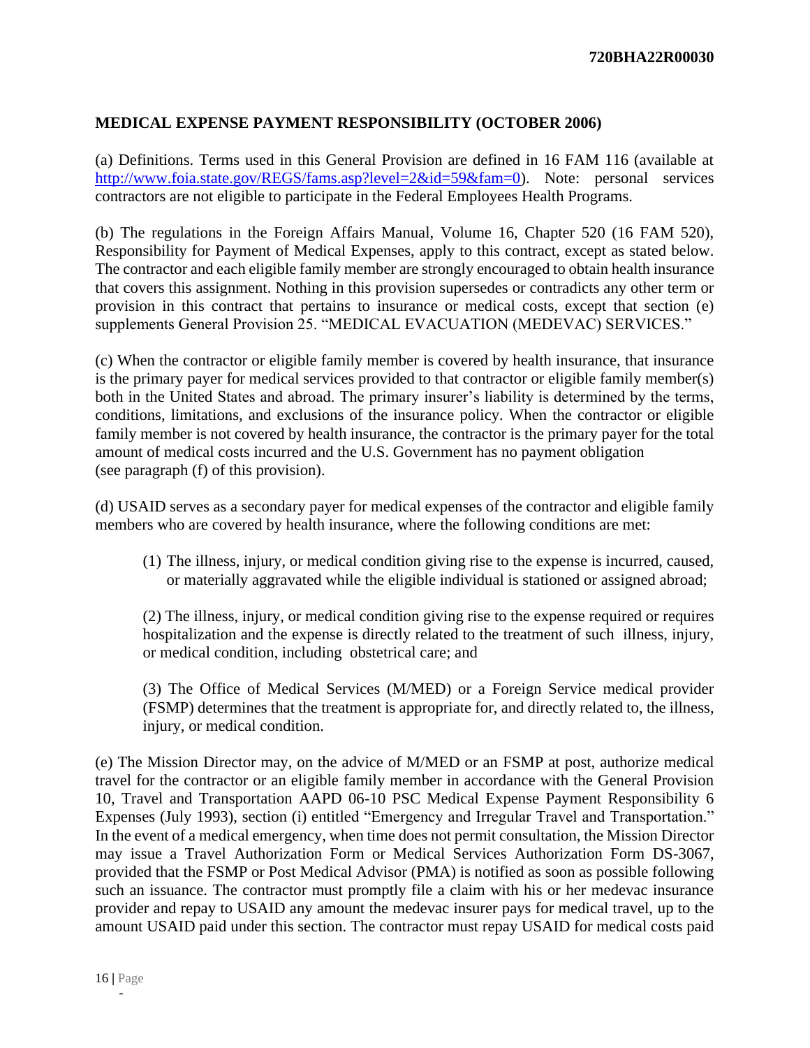## MEDICAL EXPENSE PAYMENT RESPONSIBILITY (OCTOBER 2006)

(a) Definitions. Terms used in this General Provision are defined in 16 FAM 116 (available at [http://www.foia.state.gov/REGS/fams.asp?level=2&id=59&fam=0](http://www.foia.state.gov/REGS/fams.asp?level=2&id=59&fam=0)). Note: personal services contractors are not eligible to participate in the Federal Employees Health Programs.

(b) The regulations in the Foreign Affairs Manual, Volume 16, Chapter 520 (16 FAM 520), Responsibility for Payment of Medical Expenses, apply to this contract, except as stated below. The contractor and each eligible family member are strongly encouraged to obtain health insurance that covers this assignment. Nothing in this provision supersedes or contradicts any other term or provision in this contract that pertains to insurance or medical costs, except that section (e) supplements General Provision 25. "MEDICAL EVACUATION (MEDEVAC) SERVICES."

(c) When the contractor or eligible family member is covered by health insurance, that insurance is the primary payer for medical services provided to that contractor or eligible family member(s) both in the United States and abroad. The primary insurer's liability is determined by the terms, conditions, limitations, and exclusions of the insurance policy. When the contractor or eligible family member is not covered by health insurance, the contractor is the primary payer for the total amount of medical costs incurred and the U.S. Government has no payment obligation (see paragraph (f) of this provision).

(d) USAID serves as a secondary payer for medical expenses of the contractor and eligible family members who are covered by health insurance, where the following conditions are met:

(1) The illness, injury, or medical condition giving rise to the expense is incurred, caused, or materially aggravated while the eligible individual is stationed or assigned abroad;

(2) The illness, injury, or medical condition giving rise to the expense required or requires hospitalization and the expense is directly related to the treatment of such illness, injury, or medical condition, including obstetrical care; and

(3) The Office of Medical Services (M/MED) or a Foreign Service medical provider (FSMP) determines that the treatment is appropriate for, and directly related to, the illness, injury, or medical condition.

(e) The Mission Director may, on the advice of M/MED or an FSMP at post, authorize medical travel for the contractor or an eligible family member in accordance with the General Provision 10, Travel and Transportation AAPD 06-10 PSC Medical Expense Payment Responsibility 6 Expenses (July 1993), section (i) entitled "Emergency and Irregular Travel and Transportation." In the event of a medical emergency, when time does not permit consultation, the Mission Director may issue a Travel Authorization Form or Medical Services Authorization Form DS-3067, provided that the FSMP or Post Medical Advisor (PMA) is notified as soon as possible following such an issuance. The contractor must promptly file a claim with his or her medevac insurance provider and repay to USAID any amount the medevac insurer pays for medical travel, up to the amount USAID paid under this section. The contractor must repay USAID for medical costs paid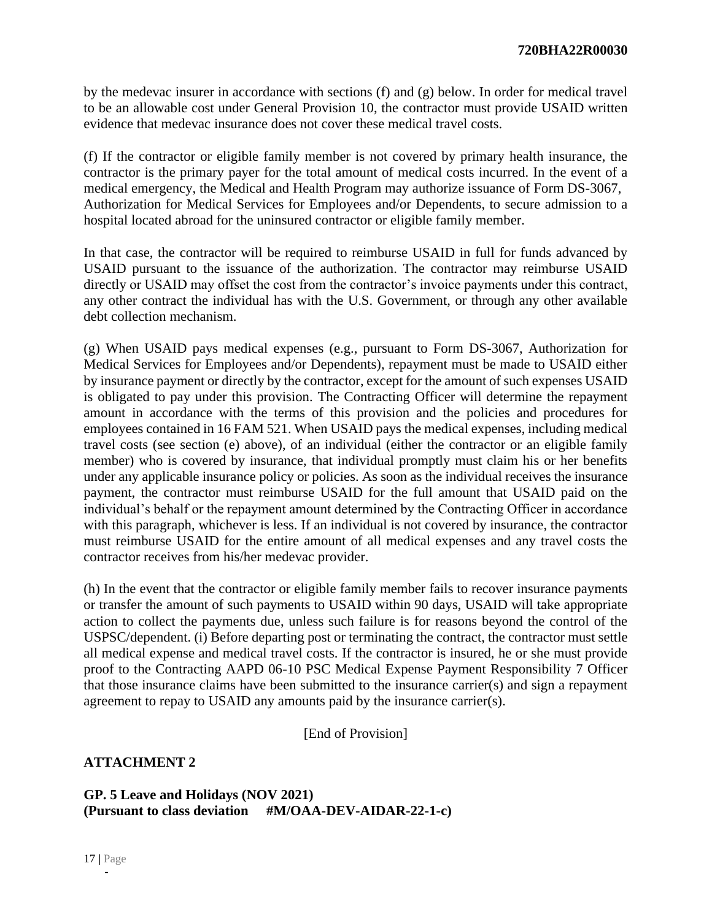by the medevac insurer in accordance with sections (f) and (g) below. In order for medical travel to be an allowable cost under General Provision 10, the contractor must provide USAID written evidence that medevac insurance does not cover these medical travel costs.

(f) If the contractor or eligible family member is not covered by primary health insurance, the contractor is the primary payer for the total amount of medical costs incurred. In the event of a medical emergency, the Medical and Health Program may authorize issuance of Form DS-3067, Authorization for Medical Services for Employees and/or Dependents, to secure admission to a hospital located abroad for the uninsured contractor or eligible family member.

In that case, the contractor will be required to reimburse USAID in full for funds advanced by USAID pursuant to the issuance of the authorization. The contractor may reimburse USAID directly or USAID may offset the cost from the contractor's invoice payments under this contract, any other contract the individual has with the U.S. Government, or through any other available debt collection mechanism.

(g) When USAID pays medical expenses (e.g., pursuant to Form DS-3067, Authorization for Medical Services for Employees and/or Dependents), repayment must be made to USAID either by insurance payment or directly by the contractor, except for the amount of such expenses USAID is obligated to pay under this provision. The Contracting Officer will determine the repayment amount in accordance with the terms of this provision and the policies and procedures for employees contained in 16 FAM 521. When USAID pays the medical expenses, including medical travel costs (see section (e) above), of an individual (either the contractor or an eligible family member) who is covered by insurance, that individual promptly must claim his or her benefits under any applicable insurance policy or policies. As soon as the individual receives the insurance payment, the contractor must reimburse USAID for the full amount that USAID paid on the individual's behalf or the repayment amount determined by the Contracting Officer in accordance with this paragraph, whichever is less. If an individual is not covered by insurance, the contractor must reimburse USAID for the entire amount of all medical expenses and any travel costs the contractor receives from his/her medevac provider.

(h) In the event that the contractor or eligible family member fails to recover insurance payments or transfer the amount of such payments to USAID within 90 days, USAID will take appropriate action to collect the payments due, unless such failure is for reasons beyond the control of the USPSC/dependent. (i) Before departing post or terminating the contract, the contractor must settle all medical expense and medical travel costs. If the contractor is insured, he or she must provide proof to the Contracting AAPD 06-10 PSC Medical Expense Payment Responsibility 7 Officer that those insurance claims have been submitted to the insurance carrier(s) and sign a repayment agreement to repay to USAID any amounts paid by the insurance carrier(s).

[End of Provision]

## ATTACHMENT 2

**GP. 5 Leave and Holidays (NOV 2021)**
**(Pursuant to class deviation #M/OAA-DEV-AIDAR-22-1-c)**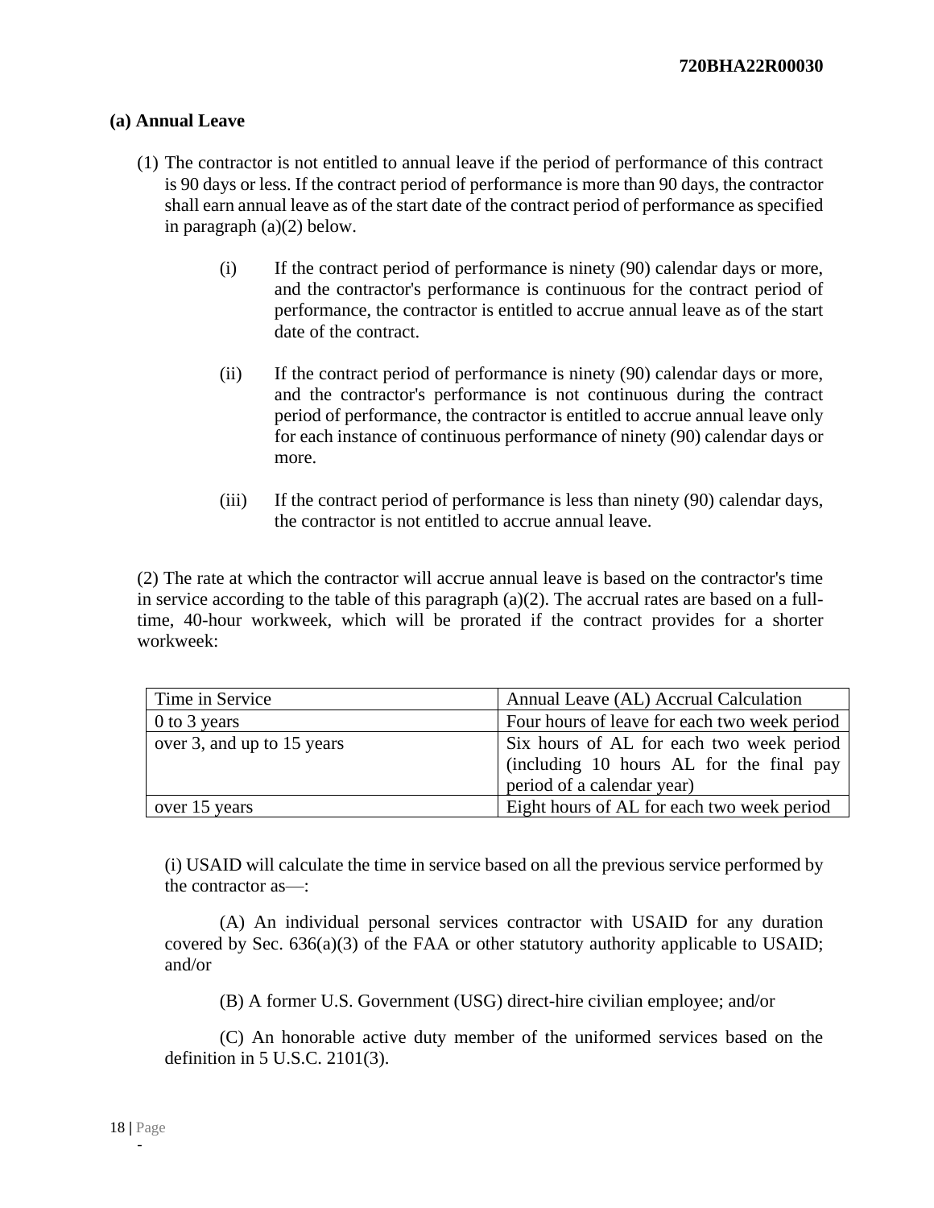**(a) Annual Leave**

(1) The contractor is not entitled to annual leave if the period of performance of this contract is 90 days or less. If the contract period of performance is more than 90 days, the contractor shall earn annual leave as of the start date of the contract period of performance as specified in paragraph (a)(2) below.

(i) If the contract period of performance is ninety (90) calendar days or more, and the contractor's performance is continuous for the contract period of performance, the contractor is entitled to accrue annual leave as of the start date of the contract.

(ii) If the contract period of performance is ninety (90) calendar days or more, and the contractor's performance is not continuous during the contract period of performance, the contractor is entitled to accrue annual leave only for each instance of continuous performance of ninety (90) calendar days or more.

(iii) If the contract period of performance is less than ninety (90) calendar days, the contractor is not entitled to accrue annual leave.

(2) The rate at which the contractor will accrue annual leave is based on the contractor's time in service according to the table of this paragraph (a)(2). The accrual rates are based on a full-time, 40-hour workweek, which will be prorated if the contract provides for a shorter workweek:

| Time in Service | Annual Leave (AL) Accrual Calculation |
| --- | --- |
| 0 to 3 years | Four hours of leave for each two week period |
| over 3, and up to 15 years | Six hours of AL for each two week period (including 10 hours AL for the final pay period of a calendar year) |
| over 15 years | Eight hours of AL for each two week period |

(i) USAID will calculate the time in service based on all the previous service performed by the contractor as—:

(A) An individual personal services contractor with USAID for any duration covered by Sec. 636(a)(3) of the FAA or other statutory authority applicable to USAID; and/or

(B) A former U.S. Government (USG) direct-hire civilian employee; and/or

(C) An honorable active duty member of the uniformed services based on the definition in 5 U.S.C. 2101(3).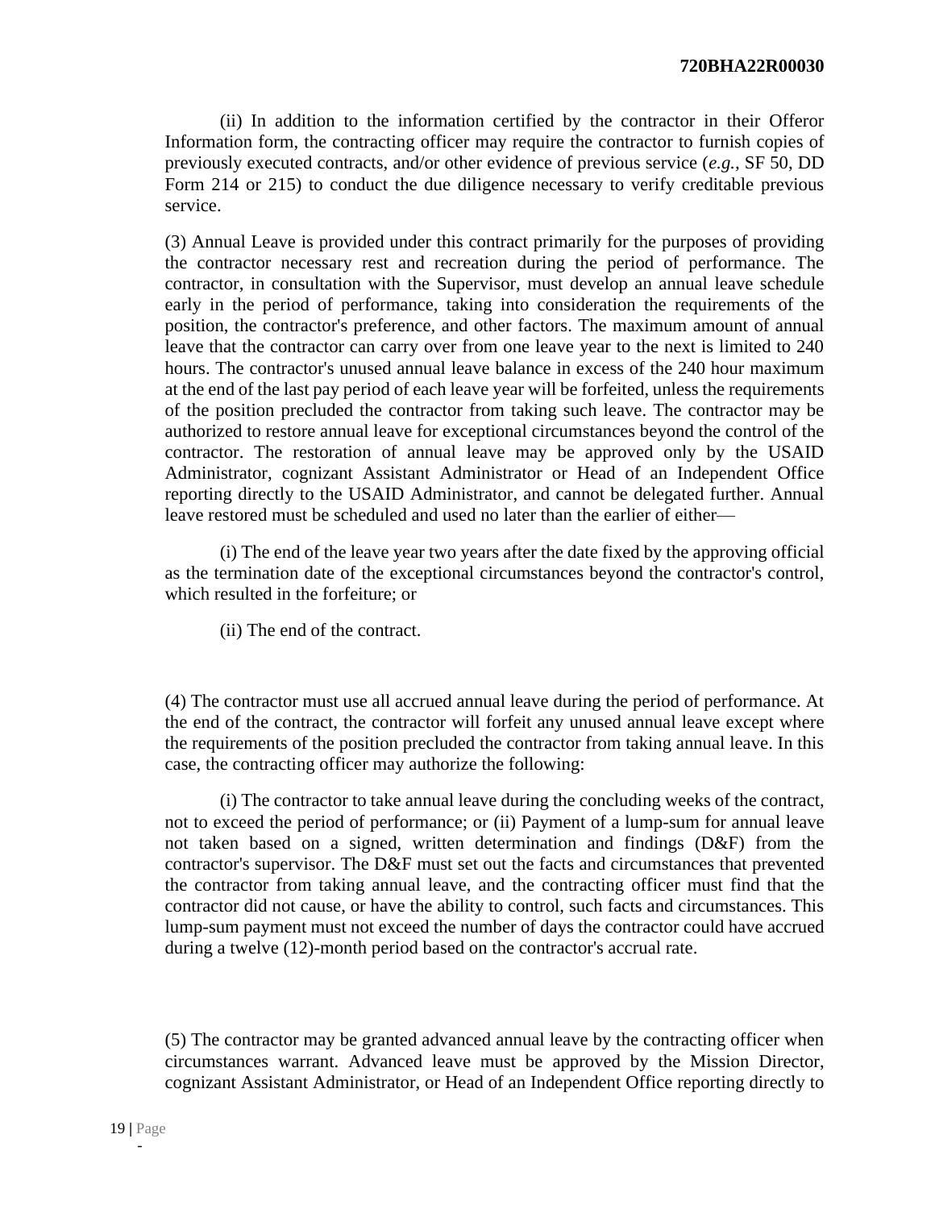(ii) In addition to the information certified by the contractor in their Offeror Information form, the contracting officer may require the contractor to furnish copies of previously executed contracts, and/or other evidence of previous service (*e.g.*, SF 50, DD Form 214 or 215) to conduct the due diligence necessary to verify creditable previous service.

(3) Annual Leave is provided under this contract primarily for the purposes of providing the contractor necessary rest and recreation during the period of performance. The contractor, in consultation with the Supervisor, must develop an annual leave schedule early in the period of performance, taking into consideration the requirements of the position, the contractor's preference, and other factors. The maximum amount of annual leave that the contractor can carry over from one leave year to the next is limited to 240 hours. The contractor's unused annual leave balance in excess of the 240 hour maximum at the end of the last pay period of each leave year will be forfeited, unless the requirements of the position precluded the contractor from taking such leave. The contractor may be authorized to restore annual leave for exceptional circumstances beyond the control of the contractor. The restoration of annual leave may be approved only by the USAID Administrator, cognizant Assistant Administrator or Head of an Independent Office reporting directly to the USAID Administrator, and cannot be delegated further. Annual leave restored must be scheduled and used no later than the earlier of either—

(i) The end of the leave year two years after the date fixed by the approving official as the termination date of the exceptional circumstances beyond the contractor's control, which resulted in the forfeiture; or

(ii) The end of the contract.

(4) The contractor must use all accrued annual leave during the period of performance. At the end of the contract, the contractor will forfeit any unused annual leave except where the requirements of the position precluded the contractor from taking annual leave. In this case, the contracting officer may authorize the following:

(i) The contractor to take annual leave during the concluding weeks of the contract, not to exceed the period of performance; or (ii) Payment of a lump-sum for annual leave not taken based on a signed, written determination and findings (D&F) from the contractor's supervisor. The D&F must set out the facts and circumstances that prevented the contractor from taking annual leave, and the contracting officer must find that the contractor did not cause, or have the ability to control, such facts and circumstances. This lump-sum payment must not exceed the number of days the contractor could have accrued during a twelve (12)-month period based on the contractor's accrual rate.

(5) The contractor may be granted advanced annual leave by the contracting officer when circumstances warrant. Advanced leave must be approved by the Mission Director, cognizant Assistant Administrator, or Head of an Independent Office reporting directly to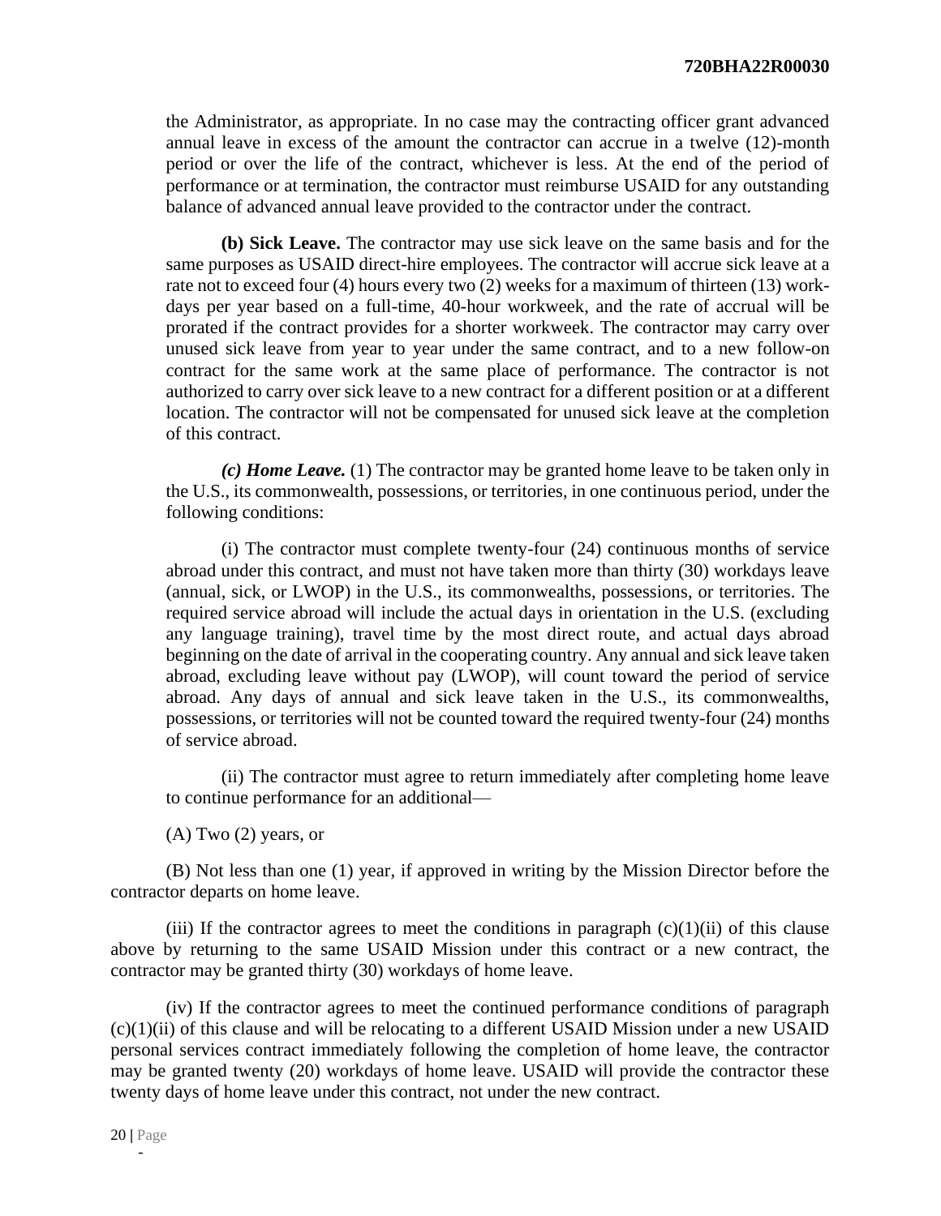the Administrator, as appropriate. In no case may the contracting officer grant advanced annual leave in excess of the amount the contractor can accrue in a twelve (12)-month period or over the life of the contract, whichever is less. At the end of the period of performance or at termination, the contractor must reimburse USAID for any outstanding balance of advanced annual leave provided to the contractor under the contract.

**(b) Sick Leave.** The contractor may use sick leave on the same basis and for the same purposes as USAID direct-hire employees. The contractor will accrue sick leave at a rate not to exceed four (4) hours every two (2) weeks for a maximum of thirteen (13) work-days per year based on a full-time, 40-hour workweek, and the rate of accrual will be prorated if the contract provides for a shorter workweek. The contractor may carry over unused sick leave from year to year under the same contract, and to a new follow-on contract for the same work at the same place of performance. The contractor is not authorized to carry over sick leave to a new contract for a different position or at a different location. The contractor will not be compensated for unused sick leave at the completion of this contract.

***(c) Home Leave.*** (1) The contractor may be granted home leave to be taken only in the U.S., its commonwealth, possessions, or territories, in one continuous period, under the following conditions:

(i) The contractor must complete twenty-four (24) continuous months of service abroad under this contract, and must not have taken more than thirty (30) workdays leave (annual, sick, or LWOP) in the U.S., its commonwealths, possessions, or territories. The required service abroad will include the actual days in orientation in the U.S. (excluding any language training), travel time by the most direct route, and actual days abroad beginning on the date of arrival in the cooperating country. Any annual and sick leave taken abroad, excluding leave without pay (LWOP), will count toward the period of service abroad. Any days of annual and sick leave taken in the U.S., its commonwealths, possessions, or territories will not be counted toward the required twenty-four (24) months of service abroad.

(ii) The contractor must agree to return immediately after completing home leave to continue performance for an additional—

(A) Two (2) years, or

(B) Not less than one (1) year, if approved in writing by the Mission Director before the contractor departs on home leave.

(iii) If the contractor agrees to meet the conditions in paragraph (c)(1)(ii) of this clause above by returning to the same USAID Mission under this contract or a new contract, the contractor may be granted thirty (30) workdays of home leave.

(iv) If the contractor agrees to meet the continued performance conditions of paragraph (c)(1)(ii) of this clause and will be relocating to a different USAID Mission under a new USAID personal services contract immediately following the completion of home leave, the contractor may be granted twenty (20) workdays of home leave. USAID will provide the contractor these twenty days of home leave under this contract, not under the new contract.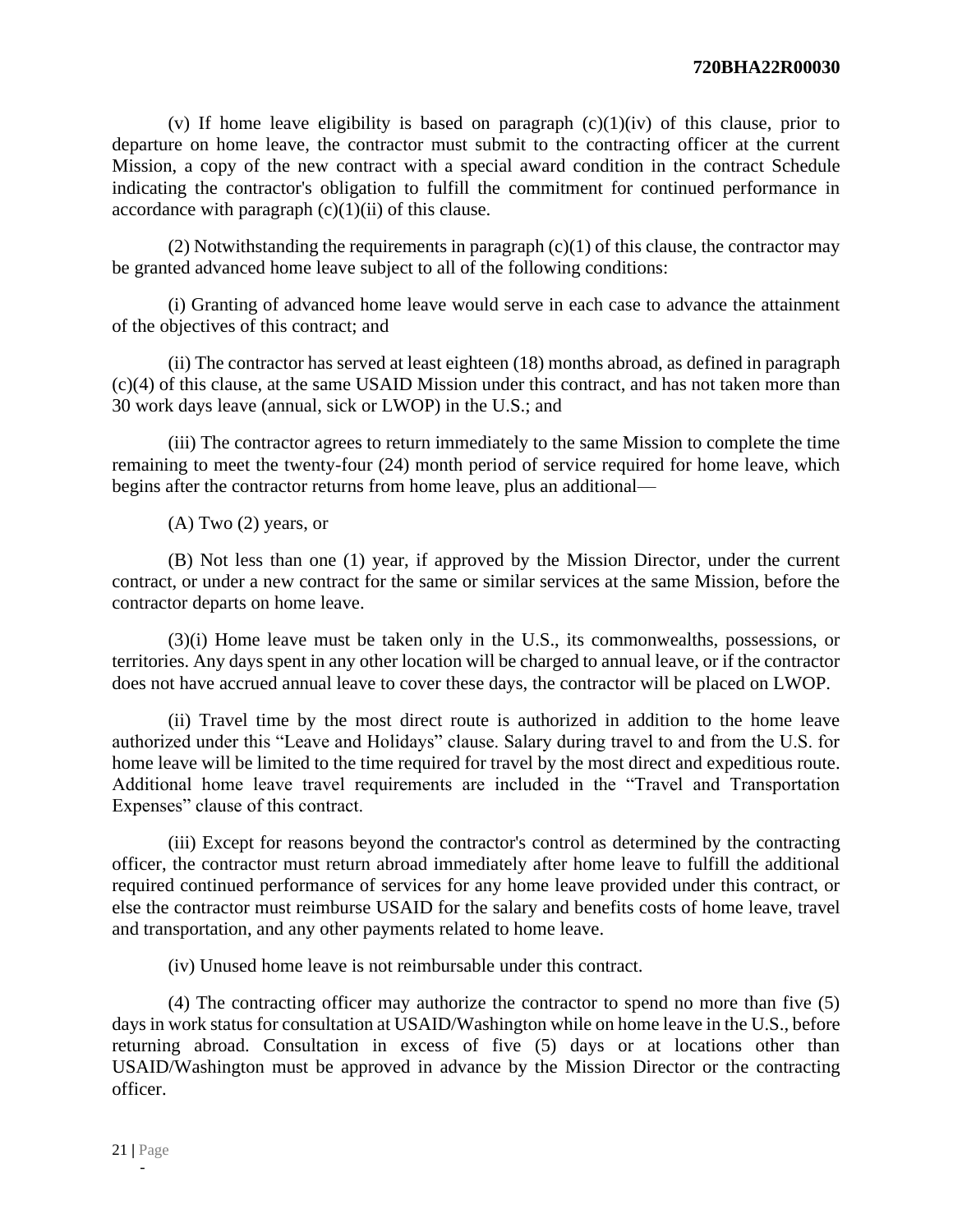(v) If home leave eligibility is based on paragraph (c)(1)(iv) of this clause, prior to departure on home leave, the contractor must submit to the contracting officer at the current Mission, a copy of the new contract with a special award condition in the contract Schedule indicating the contractor's obligation to fulfill the commitment for continued performance in accordance with paragraph (c)(1)(ii) of this clause.

(2) Notwithstanding the requirements in paragraph (c)(1) of this clause, the contractor may be granted advanced home leave subject to all of the following conditions:

(i) Granting of advanced home leave would serve in each case to advance the attainment of the objectives of this contract; and

(ii) The contractor has served at least eighteen (18) months abroad, as defined in paragraph (c)(4) of this clause, at the same USAID Mission under this contract, and has not taken more than 30 work days leave (annual, sick or LWOP) in the U.S.; and

(iii) The contractor agrees to return immediately to the same Mission to complete the time remaining to meet the twenty-four (24) month period of service required for home leave, which begins after the contractor returns from home leave, plus an additional—

(A) Two (2) years, or

(B) Not less than one (1) year, if approved by the Mission Director, under the current contract, or under a new contract for the same or similar services at the same Mission, before the contractor departs on home leave.

(3)(i) Home leave must be taken only in the U.S., its commonwealths, possessions, or territories. Any days spent in any other location will be charged to annual leave, or if the contractor does not have accrued annual leave to cover these days, the contractor will be placed on LWOP.

(ii) Travel time by the most direct route is authorized in addition to the home leave authorized under this "Leave and Holidays" clause. Salary during travel to and from the U.S. for home leave will be limited to the time required for travel by the most direct and expeditious route. Additional home leave travel requirements are included in the "Travel and Transportation Expenses" clause of this contract.

(iii) Except for reasons beyond the contractor's control as determined by the contracting officer, the contractor must return abroad immediately after home leave to fulfill the additional required continued performance of services for any home leave provided under this contract, or else the contractor must reimburse USAID for the salary and benefits costs of home leave, travel and transportation, and any other payments related to home leave.

(iv) Unused home leave is not reimbursable under this contract.

(4) The contracting officer may authorize the contractor to spend no more than five (5) days in work status for consultation at USAID/Washington while on home leave in the U.S., before returning abroad. Consultation in excess of five (5) days or at locations other than USAID/Washington must be approved in advance by the Mission Director or the contracting officer.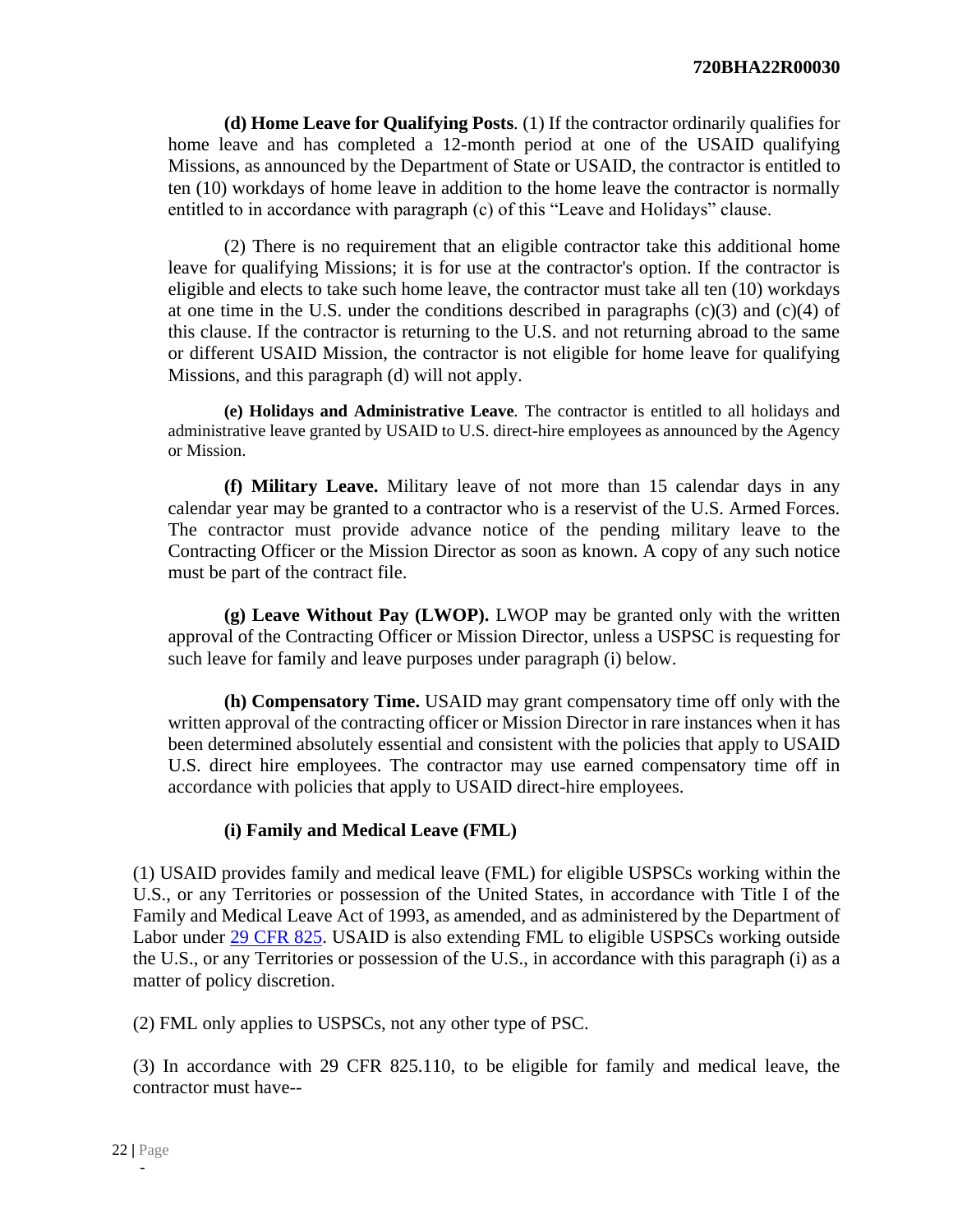**(d) Home Leave for Qualifying Posts**. (1) If the contractor ordinarily qualifies for home leave and has completed a 12-month period at one of the USAID qualifying Missions, as announced by the Department of State or USAID, the contractor is entitled to ten (10) workdays of home leave in addition to the home leave the contractor is normally entitled to in accordance with paragraph (c) of this "Leave and Holidays" clause.

(2) There is no requirement that an eligible contractor take this additional home leave for qualifying Missions; it is for use at the contractor's option. If the contractor is eligible and elects to take such home leave, the contractor must take all ten (10) workdays at one time in the U.S. under the conditions described in paragraphs (c)(3) and (c)(4) of this clause. If the contractor is returning to the U.S. and not returning abroad to the same or different USAID Mission, the contractor is not eligible for home leave for qualifying Missions, and this paragraph (d) will not apply.

**(e) Holidays and Administrative Leave**. The contractor is entitled to all holidays and administrative leave granted by USAID to U.S. direct-hire employees as announced by the Agency or Mission.

**(f) Military Leave.** Military leave of not more than 15 calendar days in any calendar year may be granted to a contractor who is a reservist of the U.S. Armed Forces. The contractor must provide advance notice of the pending military leave to the Contracting Officer or the Mission Director as soon as known. A copy of any such notice must be part of the contract file.

**(g) Leave Without Pay (LWOP).** LWOP may be granted only with the written approval of the Contracting Officer or Mission Director, unless a USPSC is requesting for such leave for family and leave purposes under paragraph (i) below.

**(h) Compensatory Time.** USAID may grant compensatory time off only with the written approval of the contracting officer or Mission Director in rare instances when it has been determined absolutely essential and consistent with the policies that apply to USAID U.S. direct hire employees. The contractor may use earned compensatory time off in accordance with policies that apply to USAID direct-hire employees.

**(i) Family and Medical Leave (FML)**

(1) USAID provides family and medical leave (FML) for eligible USPSCs working within the U.S., or any Territories or possession of the United States, in accordance with Title I of the Family and Medical Leave Act of 1993, as amended, and as administered by the Department of Labor under [29 CFR 825](). USAID is also extending FML to eligible USPSCs working outside the U.S., or any Territories or possession of the U.S., in accordance with this paragraph (i) as a matter of policy discretion.

(2) FML only applies to USPSCs, not any other type of PSC.

(3) In accordance with 29 CFR 825.110, to be eligible for family and medical leave, the contractor must have--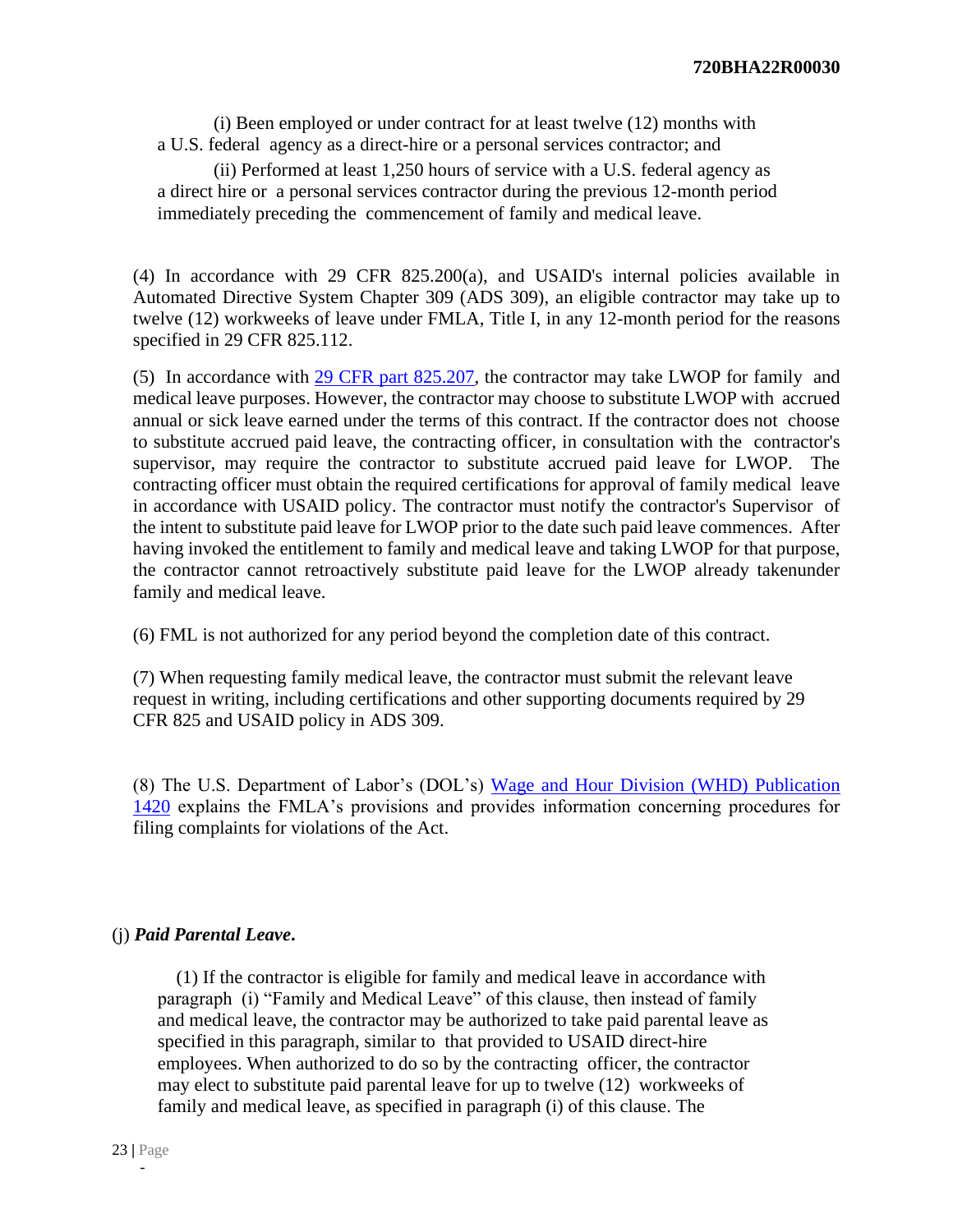(i) Been employed or under contract for at least twelve (12) months with a U.S. federal agency as a direct-hire or a personal services contractor; and

(ii) Performed at least 1,250 hours of service with a U.S. federal agency as a direct hire or a personal services contractor during the previous 12-month period immediately preceding the commencement of family and medical leave.

(4) In accordance with 29 CFR 825.200(a), and USAID's internal policies available in Automated Directive System Chapter 309 (ADS 309), an eligible contractor may take up to twelve (12) workweeks of leave under FMLA, Title I, in any 12-month period for the reasons specified in 29 CFR 825.112.

(5) In accordance with [29 CFR part 825.207](), the contractor may take LWOP for family and medical leave purposes. However, the contractor may choose to substitute LWOP with accrued annual or sick leave earned under the terms of this contract. If the contractor does not choose to substitute accrued paid leave, the contracting officer, in consultation with the contractor's supervisor, may require the contractor to substitute accrued paid leave for LWOP. The contracting officer must obtain the required certifications for approval of family medical leave in accordance with USAID policy. The contractor must notify the contractor's Supervisor of the intent to substitute paid leave for LWOP prior to the date such paid leave commences. After having invoked the entitlement to family and medical leave and taking LWOP for that purpose, the contractor cannot retroactively substitute paid leave for the LWOP already takenunder family and medical leave.

(6) FML is not authorized for any period beyond the completion date of this contract.

(7) When requesting family medical leave, the contractor must submit the relevant leave request in writing, including certifications and other supporting documents required by 29 CFR 825 and USAID policy in ADS 309.

(8) The U.S. Department of Labor's (DOL's) [Wage and Hour Division (WHD) Publication 1420]() explains the FMLA's provisions and provides information concerning procedures for filing complaints for violations of the Act.

(j) ***Paid Parental Leave*.**

(1) If the contractor is eligible for family and medical leave in accordance with paragraph (i) "Family and Medical Leave" of this clause, then instead of family and medical leave, the contractor may be authorized to take paid parental leave as specified in this paragraph, similar to that provided to USAID direct-hire employees. When authorized to do so by the contracting officer, the contractor may elect to substitute paid parental leave for up to twelve (12) workweeks of family and medical leave, as specified in paragraph (i) of this clause. The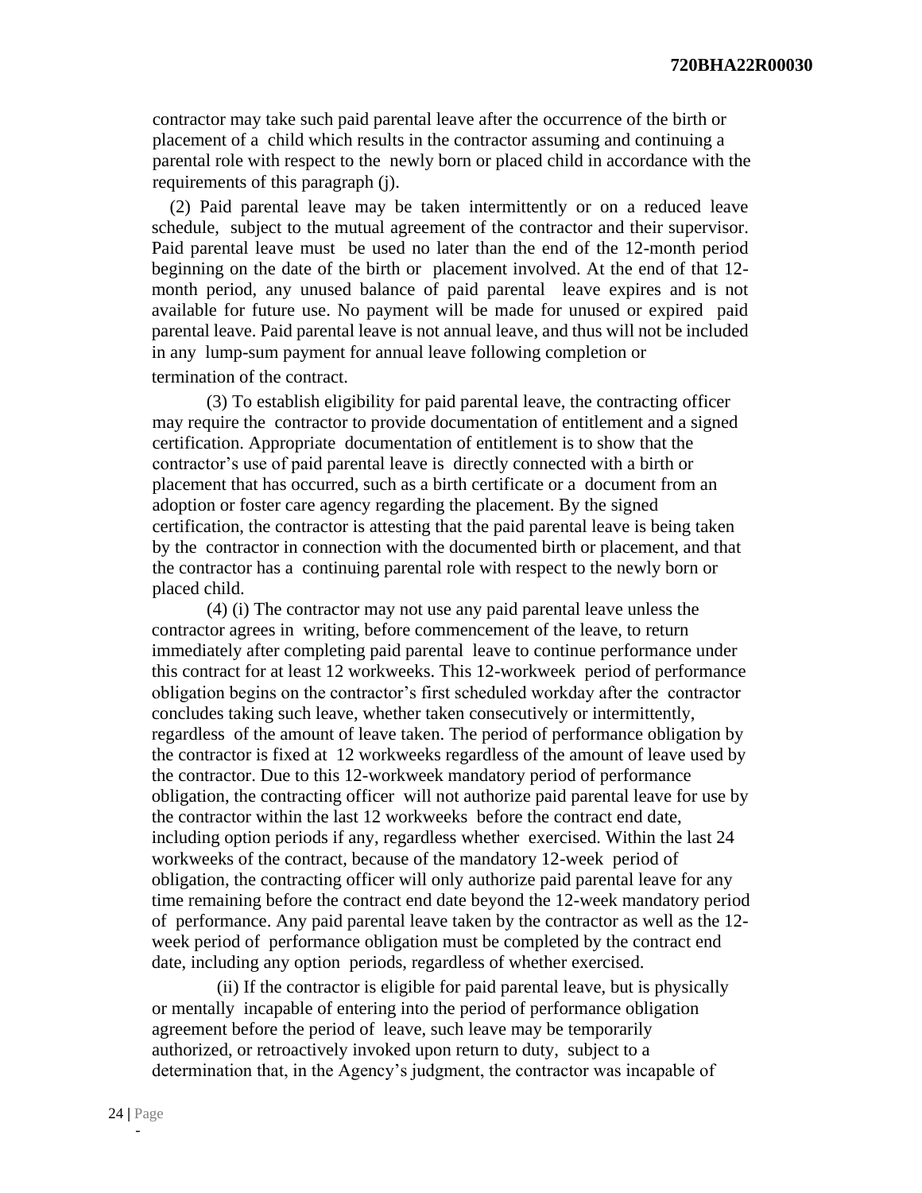contractor may take such paid parental leave after the occurrence of the birth or placement of a child which results in the contractor assuming and continuing a parental role with respect to the newly born or placed child in accordance with the requirements of this paragraph (j).

(2) Paid parental leave may be taken intermittently or on a reduced leave schedule, subject to the mutual agreement of the contractor and their supervisor. Paid parental leave must be used no later than the end of the 12-month period beginning on the date of the birth or placement involved. At the end of that 12-month period, any unused balance of paid parental leave expires and is not available for future use. No payment will be made for unused or expired paid parental leave. Paid parental leave is not annual leave, and thus will not be included in any lump-sum payment for annual leave following completion or termination of the contract.

(3) To establish eligibility for paid parental leave, the contracting officer may require the contractor to provide documentation of entitlement and a signed certification. Appropriate documentation of entitlement is to show that the contractor's use of paid parental leave is directly connected with a birth or placement that has occurred, such as a birth certificate or a document from an adoption or foster care agency regarding the placement. By the signed certification, the contractor is attesting that the paid parental leave is being taken by the contractor in connection with the documented birth or placement, and that the contractor has a continuing parental role with respect to the newly born or placed child.

(4) (i) The contractor may not use any paid parental leave unless the contractor agrees in writing, before commencement of the leave, to return immediately after completing paid parental leave to continue performance under this contract for at least 12 workweeks. This 12-workweek period of performance obligation begins on the contractor's first scheduled workday after the contractor concludes taking such leave, whether taken consecutively or intermittently, regardless of the amount of leave taken. The period of performance obligation by the contractor is fixed at 12 workweeks regardless of the amount of leave used by the contractor. Due to this 12-workweek mandatory period of performance obligation, the contracting officer will not authorize paid parental leave for use by the contractor within the last 12 workweeks before the contract end date, including option periods if any, regardless whether exercised. Within the last 24 workweeks of the contract, because of the mandatory 12-week period of obligation, the contracting officer will only authorize paid parental leave for any time remaining before the contract end date beyond the 12-week mandatory period of performance. Any paid parental leave taken by the contractor as well as the 12-week period of performance obligation must be completed by the contract end date, including any option periods, regardless of whether exercised.

(ii) If the contractor is eligible for paid parental leave, but is physically or mentally incapable of entering into the period of performance obligation agreement before the period of leave, such leave may be temporarily authorized, or retroactively invoked upon return to duty, subject to a determination that, in the Agency's judgment, the contractor was incapable of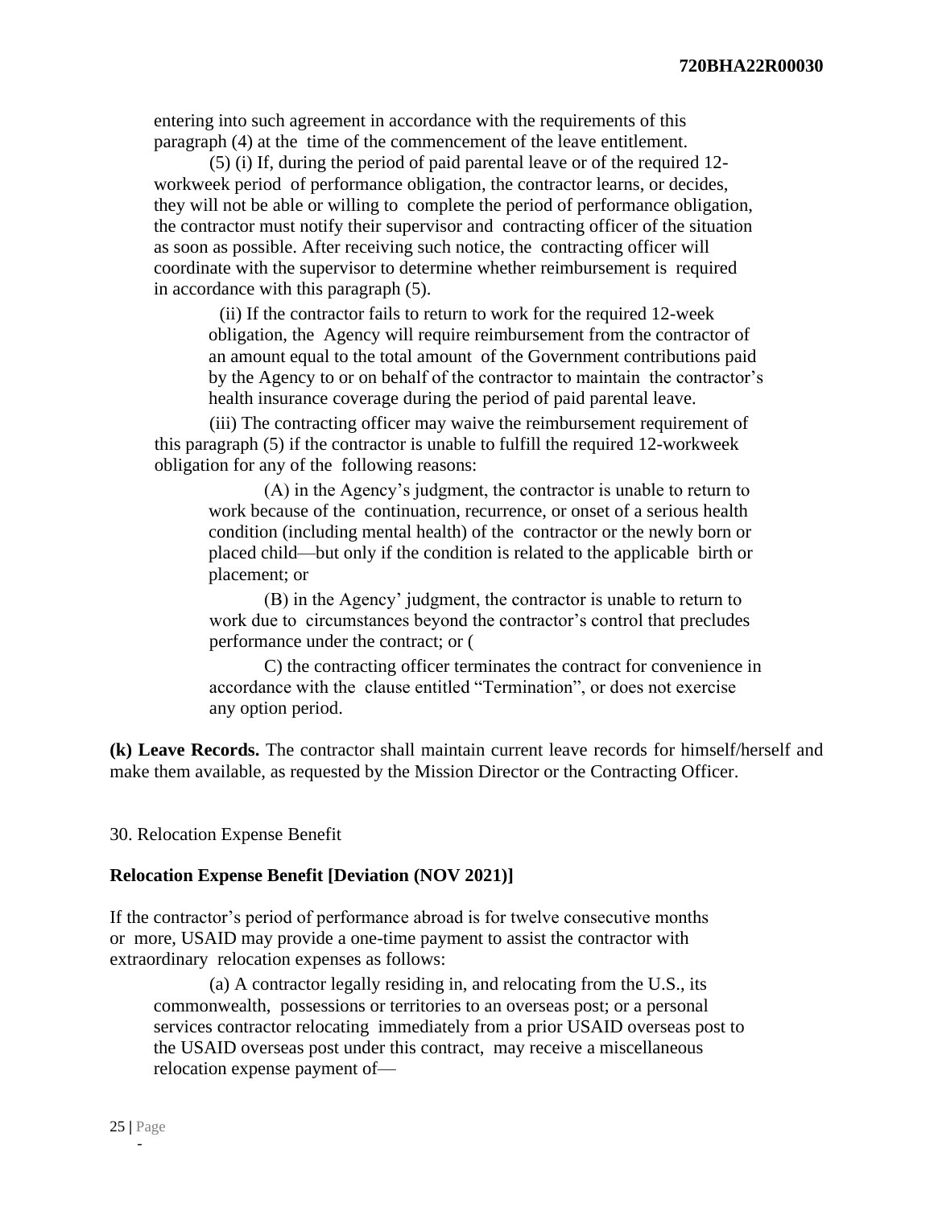entering into such agreement in accordance with the requirements of this paragraph (4) at the time of the commencement of the leave entitlement.

(5) (i) If, during the period of paid parental leave or of the required 12-workweek period of performance obligation, the contractor learns, or decides, they will not be able or willing to complete the period of performance obligation, the contractor must notify their supervisor and contracting officer of the situation as soon as possible. After receiving such notice, the contracting officer will coordinate with the supervisor to determine whether reimbursement is required in accordance with this paragraph (5).

(ii) If the contractor fails to return to work for the required 12-week obligation, the Agency will require reimbursement from the contractor of an amount equal to the total amount of the Government contributions paid by the Agency to or on behalf of the contractor to maintain the contractor's health insurance coverage during the period of paid parental leave.

(iii) The contracting officer may waive the reimbursement requirement of this paragraph (5) if the contractor is unable to fulfill the required 12-workweek obligation for any of the following reasons:

(A) in the Agency's judgment, the contractor is unable to return to work because of the continuation, recurrence, or onset of a serious health condition (including mental health) of the contractor or the newly born or placed child—but only if the condition is related to the applicable birth or placement; or

(B) in the Agency' judgment, the contractor is unable to return to work due to circumstances beyond the contractor's control that precludes performance under the contract; or (

C) the contracting officer terminates the contract for convenience in accordance with the clause entitled "Termination", or does not exercise any option period.

**(k) Leave Records.** The contractor shall maintain current leave records for himself/herself and make them available, as requested by the Mission Director or the Contracting Officer.

30. Relocation Expense Benefit

**Relocation Expense Benefit [Deviation (NOV 2021)]**

If the contractor's period of performance abroad is for twelve consecutive months or more, USAID may provide a one-time payment to assist the contractor with extraordinary relocation expenses as follows:

(a) A contractor legally residing in, and relocating from the U.S., its commonwealth, possessions or territories to an overseas post; or a personal services contractor relocating immediately from a prior USAID overseas post to the USAID overseas post under this contract, may receive a miscellaneous relocation expense payment of—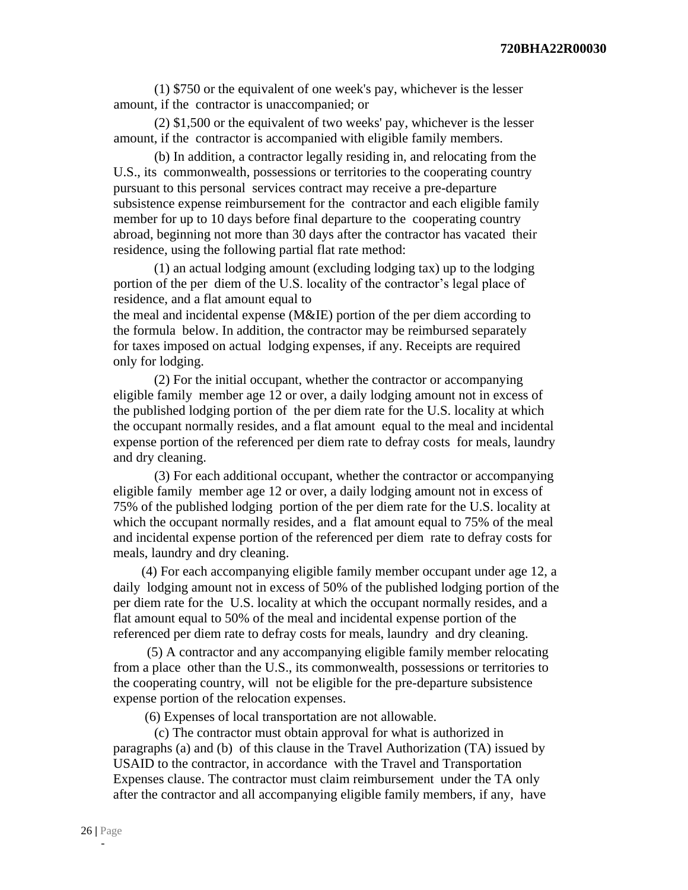(1) $750 or the equivalent of one week's pay, whichever is the lesser amount, if the contractor is unaccompanied; or

(2) $1,500 or the equivalent of two weeks' pay, whichever is the lesser amount, if the contractor is accompanied with eligible family members.

(b) In addition, a contractor legally residing in, and relocating from the U.S., its commonwealth, possessions or territories to the cooperating country pursuant to this personal services contract may receive a pre-departure subsistence expense reimbursement for the contractor and each eligible family member for up to 10 days before final departure to the cooperating country abroad, beginning not more than 30 days after the contractor has vacated their residence, using the following partial flat rate method:

(1) an actual lodging amount (excluding lodging tax) up to the lodging portion of the per diem of the U.S. locality of the contractor's legal place of residence, and a flat amount equal to the meal and incidental expense (M&IE) portion of the per diem according to the formula below. In addition, the contractor may be reimbursed separately for taxes imposed on actual lodging expenses, if any. Receipts are required only for lodging.

(2) For the initial occupant, whether the contractor or accompanying eligible family member age 12 or over, a daily lodging amount not in excess of the published lodging portion of the per diem rate for the U.S. locality at which the occupant normally resides, and a flat amount equal to the meal and incidental expense portion of the referenced per diem rate to defray costs for meals, laundry and dry cleaning.

(3) For each additional occupant, whether the contractor or accompanying eligible family member age 12 or over, a daily lodging amount not in excess of 75% of the published lodging portion of the per diem rate for the U.S. locality at which the occupant normally resides, and a flat amount equal to 75% of the meal and incidental expense portion of the referenced per diem rate to defray costs for meals, laundry and dry cleaning.

(4) For each accompanying eligible family member occupant under age 12, a daily lodging amount not in excess of 50% of the published lodging portion of the per diem rate for the U.S. locality at which the occupant normally resides, and a flat amount equal to 50% of the meal and incidental expense portion of the referenced per diem rate to defray costs for meals, laundry and dry cleaning.

(5) A contractor and any accompanying eligible family member relocating from a place other than the U.S., its commonwealth, possessions or territories to the cooperating country, will not be eligible for the pre-departure subsistence expense portion of the relocation expenses.

(6) Expenses of local transportation are not allowable.

(c) The contractor must obtain approval for what is authorized in paragraphs (a) and (b) of this clause in the Travel Authorization (TA) issued by USAID to the contractor, in accordance with the Travel and Transportation Expenses clause. The contractor must claim reimbursement under the TA only after the contractor and all accompanying eligible family members, if any, have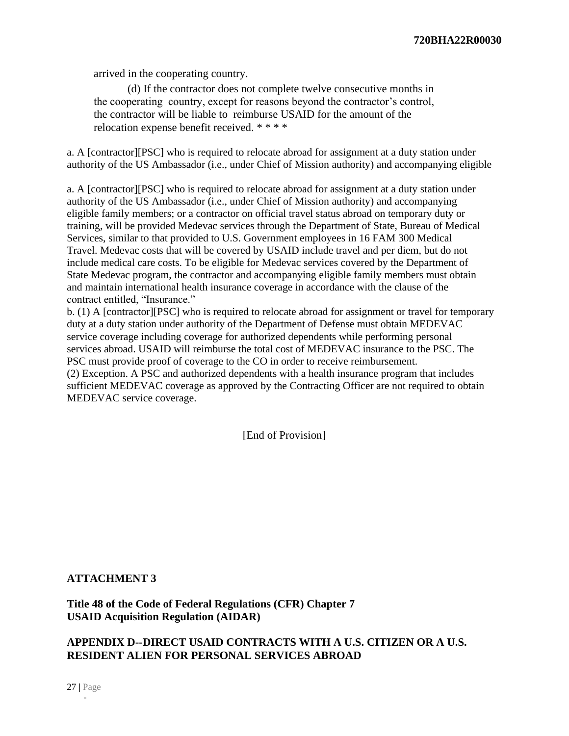arrived in the cooperating country.

(d) If the contractor does not complete twelve consecutive months in the cooperating country, except for reasons beyond the contractor's control, the contractor will be liable to reimburse USAID for the amount of the relocation expense benefit received. * * * *

a. A [contractor][PSC] who is required to relocate abroad for assignment at a duty station under authority of the US Ambassador (i.e., under Chief of Mission authority) and accompanying eligible

a. A [contractor][PSC] who is required to relocate abroad for assignment at a duty station under authority of the US Ambassador (i.e., under Chief of Mission authority) and accompanying eligible family members; or a contractor on official travel status abroad on temporary duty or training, will be provided Medevac services through the Department of State, Bureau of Medical Services, similar to that provided to U.S. Government employees in 16 FAM 300 Medical Travel. Medevac costs that will be covered by USAID include travel and per diem, but do not include medical care costs. To be eligible for Medevac services covered by the Department of State Medevac program, the contractor and accompanying eligible family members must obtain and maintain international health insurance coverage in accordance with the clause of the contract entitled, "Insurance."

b. (1) A [contractor][PSC] who is required to relocate abroad for assignment or travel for temporary duty at a duty station under authority of the Department of Defense must obtain MEDEVAC service coverage including coverage for authorized dependents while performing personal services abroad. USAID will reimburse the total cost of MEDEVAC insurance to the PSC. The PSC must provide proof of coverage to the CO in order to receive reimbursement.

(2) Exception. A PSC and authorized dependents with a health insurance program that includes sufficient MEDEVAC coverage as approved by the Contracting Officer are not required to obtain MEDEVAC service coverage.

[End of Provision]

**ATTACHMENT 3**

**Title 48 of the Code of Federal Regulations (CFR) Chapter 7**
**USAID Acquisition Regulation (AIDAR)**

**APPENDIX D--DIRECT USAID CONTRACTS WITH A U.S. CITIZEN OR A U.S. RESIDENT ALIEN FOR PERSONAL SERVICES ABROAD**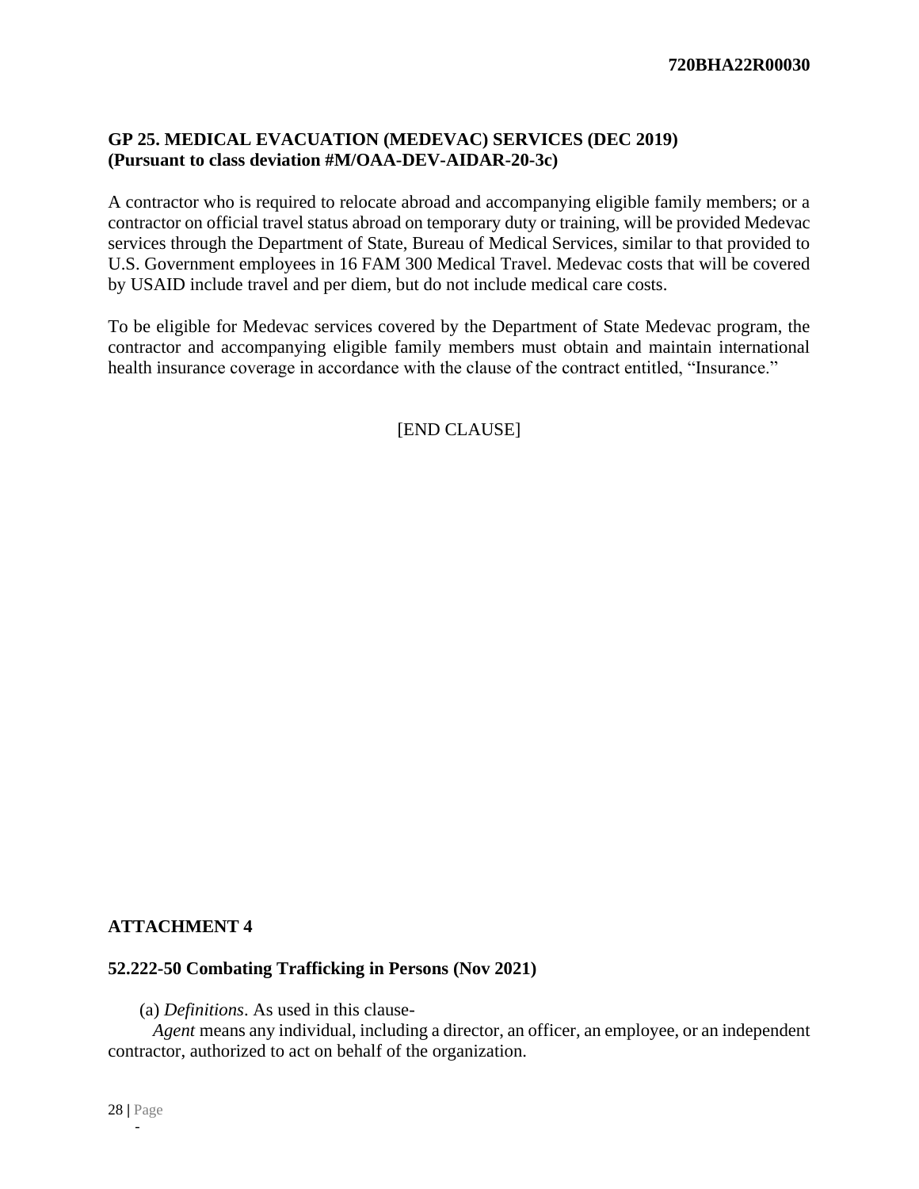**GP 25. MEDICAL EVACUATION (MEDEVAC) SERVICES (DEC 2019)**
**(Pursuant to class deviation #M/OAA-DEV-AIDAR-20-3c)**

A contractor who is required to relocate abroad and accompanying eligible family members; or a contractor on official travel status abroad on temporary duty or training, will be provided Medevac services through the Department of State, Bureau of Medical Services, similar to that provided to U.S. Government employees in 16 FAM 300 Medical Travel. Medevac costs that will be covered by USAID include travel and per diem, but do not include medical care costs.

To be eligible for Medevac services covered by the Department of State Medevac program, the contractor and accompanying eligible family members must obtain and maintain international health insurance coverage in accordance with the clause of the contract entitled, "Insurance."

[END CLAUSE]

## ATTACHMENT 4

### 52.222-50 Combating Trafficking in Persons (Nov 2021)

(a) *Definitions*. As used in this clause-

*Agent* means any individual, including a director, an officer, an employee, or an independent contractor, authorized to act on behalf of the organization.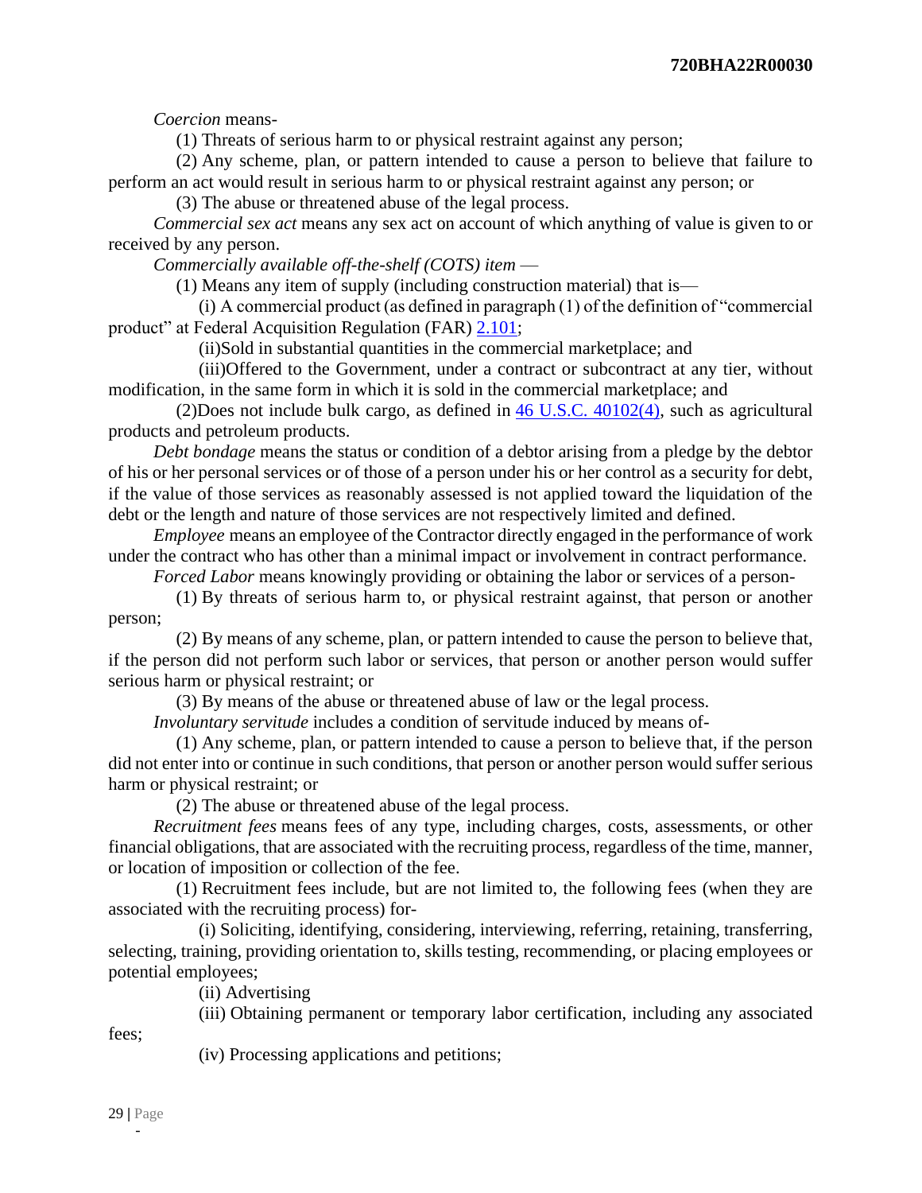*Coercion* means-

(1) Threats of serious harm to or physical restraint against any person;

(2) Any scheme, plan, or pattern intended to cause a person to believe that failure to perform an act would result in serious harm to or physical restraint against any person; or

(3) The abuse or threatened abuse of the legal process.

*Commercial sex act* means any sex act on account of which anything of value is given to or received by any person.

*Commercially available off-the-shelf (COTS) item* —

(1) Means any item of supply (including construction material) that is—

(i) A commercial product (as defined in paragraph (1) of the definition of "commercial product" at Federal Acquisition Regulation (FAR) [2.101](2.101);

(ii)Sold in substantial quantities in the commercial marketplace; and

(iii)Offered to the Government, under a contract or subcontract at any tier, without modification, in the same form in which it is sold in the commercial marketplace; and

(2)Does not include bulk cargo, as defined in [46 U.S.C. 40102(4)](46 U.S.C. 40102(4)), such as agricultural products and petroleum products.

*Debt bondage* means the status or condition of a debtor arising from a pledge by the debtor of his or her personal services or of those of a person under his or her control as a security for debt, if the value of those services as reasonably assessed is not applied toward the liquidation of the debt or the length and nature of those services are not respectively limited and defined.

*Employee* means an employee of the Contractor directly engaged in the performance of work under the contract who has other than a minimal impact or involvement in contract performance.

*Forced Labor* means knowingly providing or obtaining the labor or services of a person-

(1) By threats of serious harm to, or physical restraint against, that person or another person;

(2) By means of any scheme, plan, or pattern intended to cause the person to believe that, if the person did not perform such labor or services, that person or another person would suffer serious harm or physical restraint; or

(3) By means of the abuse or threatened abuse of law or the legal process.

*Involuntary servitude* includes a condition of servitude induced by means of-

(1) Any scheme, plan, or pattern intended to cause a person to believe that, if the person did not enter into or continue in such conditions, that person or another person would suffer serious harm or physical restraint; or

(2) The abuse or threatened abuse of the legal process.

*Recruitment fees* means fees of any type, including charges, costs, assessments, or other financial obligations, that are associated with the recruiting process, regardless of the time, manner, or location of imposition or collection of the fee.

(1) Recruitment fees include, but are not limited to, the following fees (when they are associated with the recruiting process) for-

(i) Soliciting, identifying, considering, interviewing, referring, retaining, transferring, selecting, training, providing orientation to, skills testing, recommending, or placing employees or potential employees;

(ii) Advertising

(iii) Obtaining permanent or temporary labor certification, including any associated fees;

(iv) Processing applications and petitions;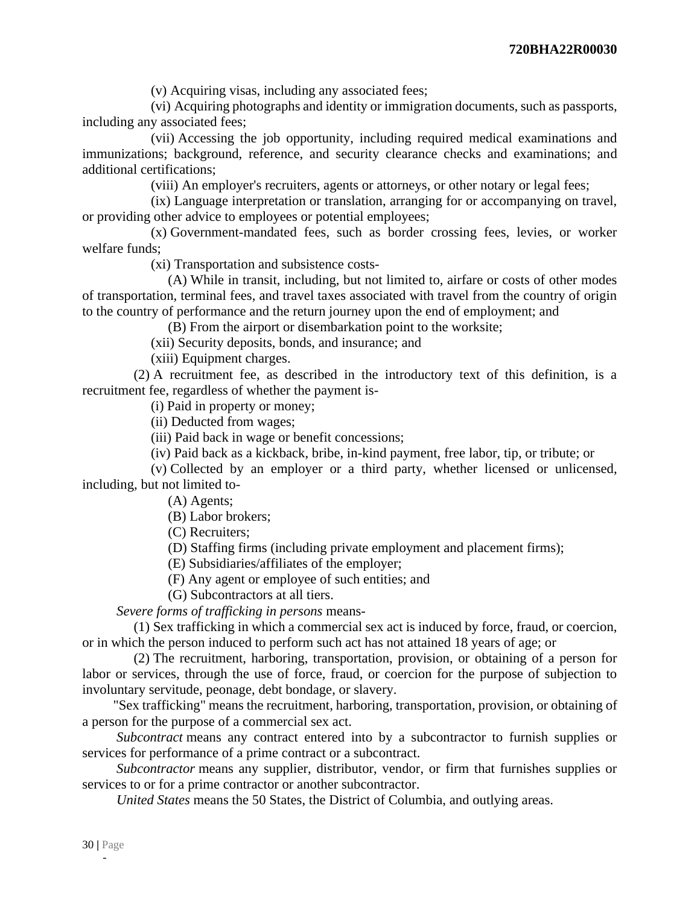(v) Acquiring visas, including any associated fees;

(vi) Acquiring photographs and identity or immigration documents, such as passports, including any associated fees;

(vii) Accessing the job opportunity, including required medical examinations and immunizations; background, reference, and security clearance checks and examinations; and additional certifications;

(viii) An employer's recruiters, agents or attorneys, or other notary or legal fees;

(ix) Language interpretation or translation, arranging for or accompanying on travel, or providing other advice to employees or potential employees;

(x) Government-mandated fees, such as border crossing fees, levies, or worker welfare funds;

(xi) Transportation and subsistence costs-

(A) While in transit, including, but not limited to, airfare or costs of other modes of transportation, terminal fees, and travel taxes associated with travel from the country of origin to the country of performance and the return journey upon the end of employment; and

(B) From the airport or disembarkation point to the worksite;

(xii) Security deposits, bonds, and insurance; and

(xiii) Equipment charges.

(2) A recruitment fee, as described in the introductory text of this definition, is a recruitment fee, regardless of whether the payment is-

(i) Paid in property or money;

(ii) Deducted from wages;

(iii) Paid back in wage or benefit concessions;

(iv) Paid back as a kickback, bribe, in-kind payment, free labor, tip, or tribute; or

(v) Collected by an employer or a third party, whether licensed or unlicensed, including, but not limited to-

(A) Agents;

(B) Labor brokers;

(C) Recruiters;

(D) Staffing firms (including private employment and placement firms);

(E) Subsidiaries/affiliates of the employer;

(F) Any agent or employee of such entities; and

(G) Subcontractors at all tiers.

*Severe forms of trafficking in persons* means-

(1) Sex trafficking in which a commercial sex act is induced by force, fraud, or coercion, or in which the person induced to perform such act has not attained 18 years of age; or

(2) The recruitment, harboring, transportation, provision, or obtaining of a person for labor or services, through the use of force, fraud, or coercion for the purpose of subjection to involuntary servitude, peonage, debt bondage, or slavery.

"Sex trafficking" means the recruitment, harboring, transportation, provision, or obtaining of a person for the purpose of a commercial sex act.

*Subcontract* means any contract entered into by a subcontractor to furnish supplies or services for performance of a prime contract or a subcontract.

*Subcontractor* means any supplier, distributor, vendor, or firm that furnishes supplies or services to or for a prime contractor or another subcontractor.

*United States* means the 50 States, the District of Columbia, and outlying areas.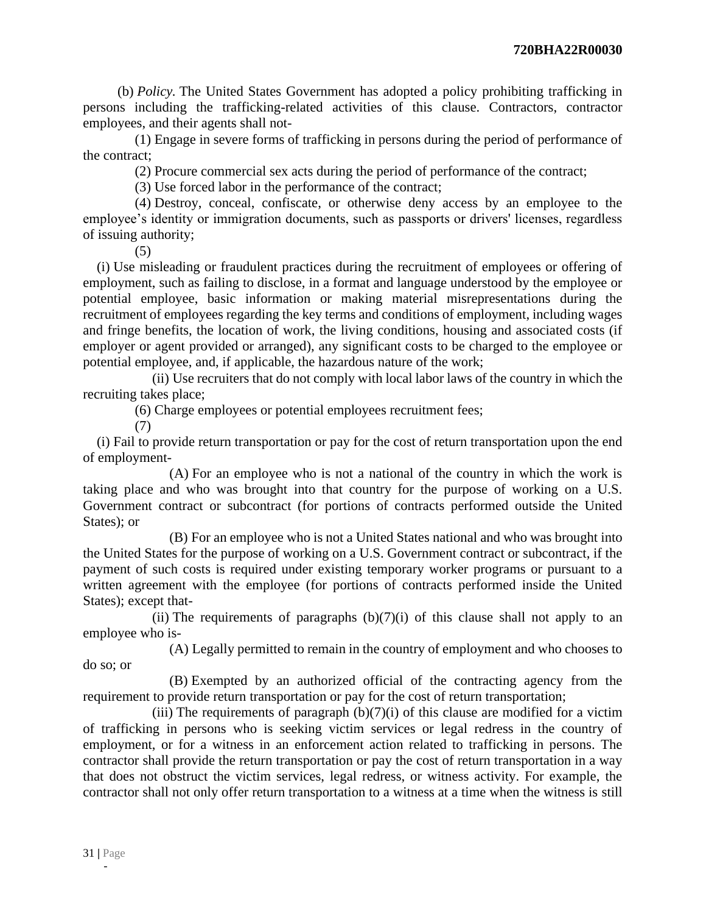(b) *Policy.* The United States Government has adopted a policy prohibiting trafficking in persons including the trafficking-related activities of this clause. Contractors, contractor employees, and their agents shall not-

(1) Engage in severe forms of trafficking in persons during the period of performance of the contract;

(2) Procure commercial sex acts during the period of performance of the contract;

(3) Use forced labor in the performance of the contract;

(4) Destroy, conceal, confiscate, or otherwise deny access by an employee to the employee's identity or immigration documents, such as passports or drivers' licenses, regardless of issuing authority;

(5)

(i) Use misleading or fraudulent practices during the recruitment of employees or offering of employment, such as failing to disclose, in a format and language understood by the employee or potential employee, basic information or making material misrepresentations during the recruitment of employees regarding the key terms and conditions of employment, including wages and fringe benefits, the location of work, the living conditions, housing and associated costs (if employer or agent provided or arranged), any significant costs to be charged to the employee or potential employee, and, if applicable, the hazardous nature of the work;

(ii) Use recruiters that do not comply with local labor laws of the country in which the recruiting takes place;

(6) Charge employees or potential employees recruitment fees;

(7)

(i) Fail to provide return transportation or pay for the cost of return transportation upon the end of employment-

(A) For an employee who is not a national of the country in which the work is taking place and who was brought into that country for the purpose of working on a U.S. Government contract or subcontract (for portions of contracts performed outside the United States); or

(B) For an employee who is not a United States national and who was brought into the United States for the purpose of working on a U.S. Government contract or subcontract, if the payment of such costs is required under existing temporary worker programs or pursuant to a written agreement with the employee (for portions of contracts performed inside the United States); except that-

(ii) The requirements of paragraphs (b)(7)(i) of this clause shall not apply to an employee who is-

(A) Legally permitted to remain in the country of employment and who chooses to do so; or

(B) Exempted by an authorized official of the contracting agency from the requirement to provide return transportation or pay for the cost of return transportation;

(iii) The requirements of paragraph (b)(7)(i) of this clause are modified for a victim of trafficking in persons who is seeking victim services or legal redress in the country of employment, or for a witness in an enforcement action related to trafficking in persons. The contractor shall provide the return transportation or pay the cost of return transportation in a way that does not obstruct the victim services, legal redress, or witness activity. For example, the contractor shall not only offer return transportation to a witness at a time when the witness is still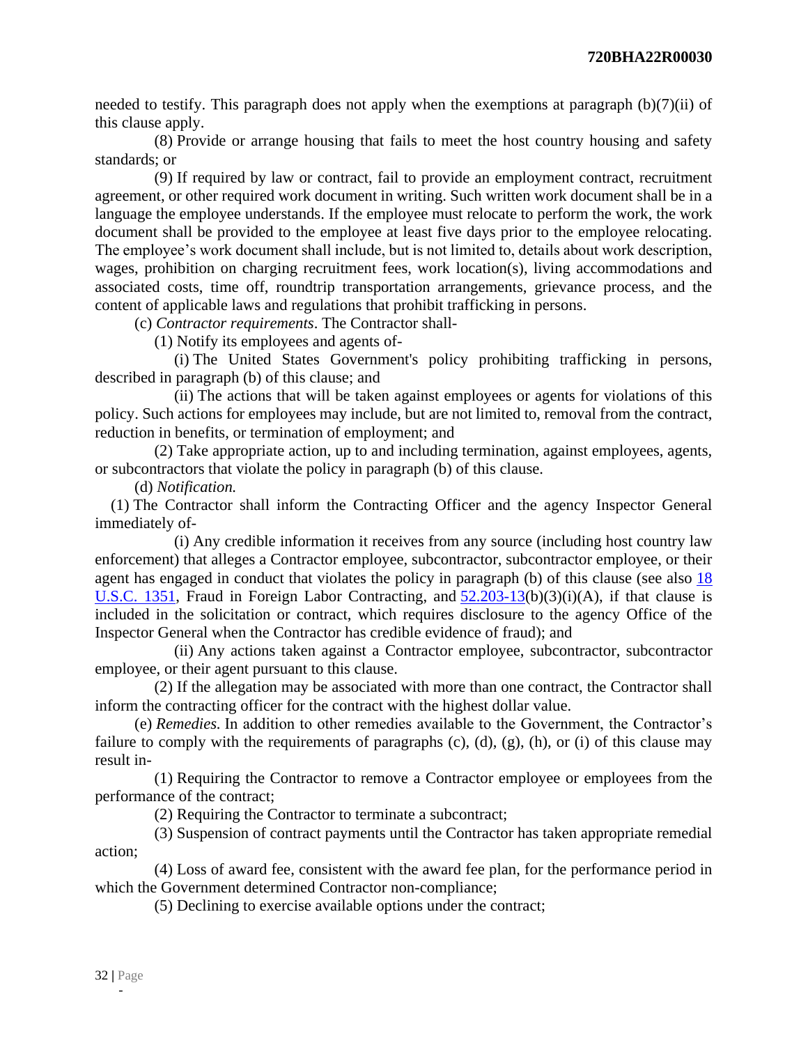needed to testify. This paragraph does not apply when the exemptions at paragraph (b)(7)(ii) of this clause apply.

(8) Provide or arrange housing that fails to meet the host country housing and safety standards; or

(9) If required by law or contract, fail to provide an employment contract, recruitment agreement, or other required work document in writing. Such written work document shall be in a language the employee understands. If the employee must relocate to perform the work, the work document shall be provided to the employee at least five days prior to the employee relocating. The employee's work document shall include, but is not limited to, details about work description, wages, prohibition on charging recruitment fees, work location(s), living accommodations and associated costs, time off, roundtrip transportation arrangements, grievance process, and the content of applicable laws and regulations that prohibit trafficking in persons.

(c) *Contractor requirements*. The Contractor shall-

(1) Notify its employees and agents of-

(i) The United States Government's policy prohibiting trafficking in persons, described in paragraph (b) of this clause; and

(ii) The actions that will be taken against employees or agents for violations of this policy. Such actions for employees may include, but are not limited to, removal from the contract, reduction in benefits, or termination of employment; and

(2) Take appropriate action, up to and including termination, against employees, agents, or subcontractors that violate the policy in paragraph (b) of this clause.

(d) *Notification.*

(1) The Contractor shall inform the Contracting Officer and the agency Inspector General immediately of-

(i) Any credible information it receives from any source (including host country law enforcement) that alleges a Contractor employee, subcontractor, subcontractor employee, or their agent has engaged in conduct that violates the policy in paragraph (b) of this clause (see also 18 U.S.C. 1351, Fraud in Foreign Labor Contracting, and 52.203-13(b)(3)(i)(A), if that clause is included in the solicitation or contract, which requires disclosure to the agency Office of the Inspector General when the Contractor has credible evidence of fraud); and

(ii) Any actions taken against a Contractor employee, subcontractor, subcontractor employee, or their agent pursuant to this clause.

(2) If the allegation may be associated with more than one contract, the Contractor shall inform the contracting officer for the contract with the highest dollar value.

(e) *Remedies.* In addition to other remedies available to the Government, the Contractor's failure to comply with the requirements of paragraphs (c), (d), (g), (h), or (i) of this clause may result in-

(1) Requiring the Contractor to remove a Contractor employee or employees from the performance of the contract;

(2) Requiring the Contractor to terminate a subcontract;

(3) Suspension of contract payments until the Contractor has taken appropriate remedial action;

(4) Loss of award fee, consistent with the award fee plan, for the performance period in which the Government determined Contractor non-compliance;

(5) Declining to exercise available options under the contract;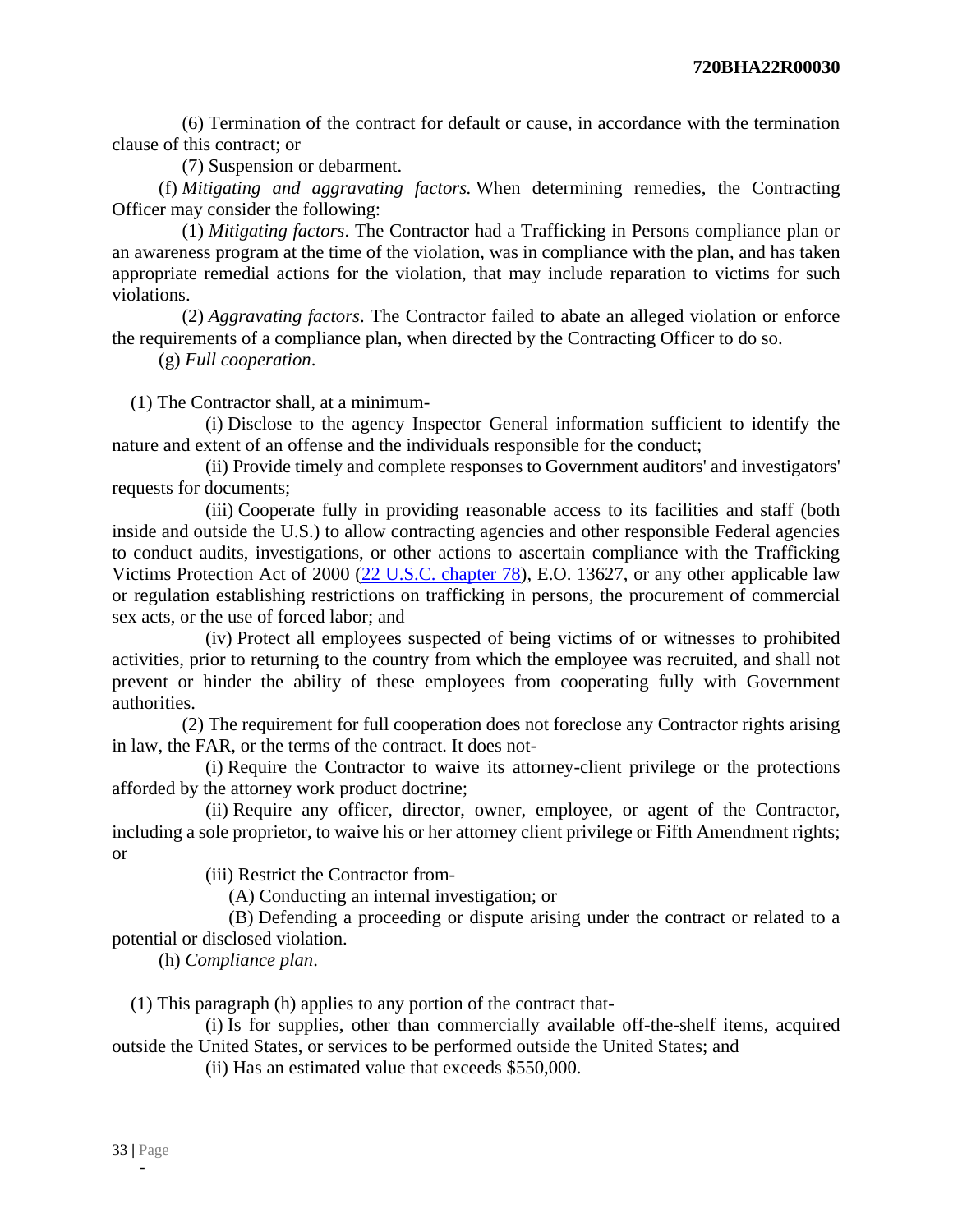(6) Termination of the contract for default or cause, in accordance with the termination clause of this contract; or

(7) Suspension or debarment.

(f) *Mitigating and aggravating factors.* When determining remedies, the Contracting Officer may consider the following:

(1) *Mitigating factors*. The Contractor had a Trafficking in Persons compliance plan or an awareness program at the time of the violation, was in compliance with the plan, and has taken appropriate remedial actions for the violation, that may include reparation to victims for such violations.

(2) *Aggravating factors*. The Contractor failed to abate an alleged violation or enforce the requirements of a compliance plan, when directed by the Contracting Officer to do so.

(g) *Full cooperation*.

(1) The Contractor shall, at a minimum-

(i) Disclose to the agency Inspector General information sufficient to identify the nature and extent of an offense and the individuals responsible for the conduct;

(ii) Provide timely and complete responses to Government auditors' and investigators' requests for documents;

(iii) Cooperate fully in providing reasonable access to its facilities and staff (both inside and outside the U.S.) to allow contracting agencies and other responsible Federal agencies to conduct audits, investigations, or other actions to ascertain compliance with the Trafficking Victims Protection Act of 2000 (22 U.S.C. chapter 78), E.O. 13627, or any other applicable law or regulation establishing restrictions on trafficking in persons, the procurement of commercial sex acts, or the use of forced labor; and

(iv) Protect all employees suspected of being victims of or witnesses to prohibited activities, prior to returning to the country from which the employee was recruited, and shall not prevent or hinder the ability of these employees from cooperating fully with Government authorities.

(2) The requirement for full cooperation does not foreclose any Contractor rights arising in law, the FAR, or the terms of the contract. It does not-

(i) Require the Contractor to waive its attorney-client privilege or the protections afforded by the attorney work product doctrine;

(ii) Require any officer, director, owner, employee, or agent of the Contractor, including a sole proprietor, to waive his or her attorney client privilege or Fifth Amendment rights; or

(iii) Restrict the Contractor from-

(A) Conducting an internal investigation; or

(B) Defending a proceeding or dispute arising under the contract or related to a potential or disclosed violation.

(h) *Compliance plan*.

(1) This paragraph (h) applies to any portion of the contract that-

(i) Is for supplies, other than commercially available off-the-shelf items, acquired outside the United States, or services to be performed outside the United States; and

(ii) Has an estimated value that exceeds $550,000.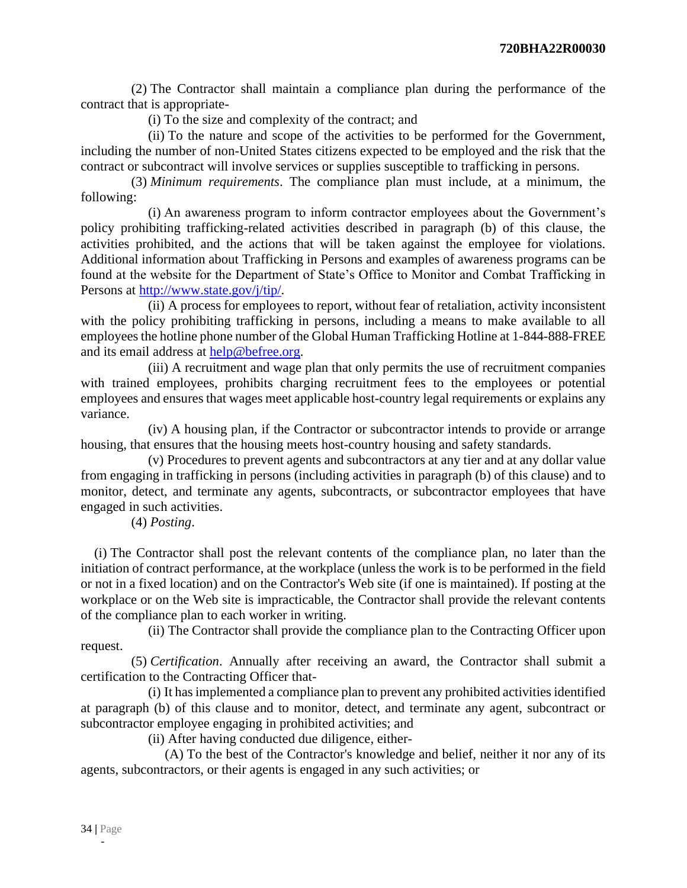(2) The Contractor shall maintain a compliance plan during the performance of the contract that is appropriate-

(i) To the size and complexity of the contract; and

(ii) To the nature and scope of the activities to be performed for the Government, including the number of non-United States citizens expected to be employed and the risk that the contract or subcontract will involve services or supplies susceptible to trafficking in persons.

(3) *Minimum requirements*. The compliance plan must include, at a minimum, the following:

(i) An awareness program to inform contractor employees about the Government's policy prohibiting trafficking-related activities described in paragraph (b) of this clause, the activities prohibited, and the actions that will be taken against the employee for violations. Additional information about Trafficking in Persons and examples of awareness programs can be found at the website for the Department of State's Office to Monitor and Combat Trafficking in Persons at http://www.state.gov/j/tip/.

(ii) A process for employees to report, without fear of retaliation, activity inconsistent with the policy prohibiting trafficking in persons, including a means to make available to all employees the hotline phone number of the Global Human Trafficking Hotline at 1-844-888-FREE and its email address at help@befree.org.

(iii) A recruitment and wage plan that only permits the use of recruitment companies with trained employees, prohibits charging recruitment fees to the employees or potential employees and ensures that wages meet applicable host-country legal requirements or explains any variance.

(iv) A housing plan, if the Contractor or subcontractor intends to provide or arrange housing, that ensures that the housing meets host-country housing and safety standards.

(v) Procedures to prevent agents and subcontractors at any tier and at any dollar value from engaging in trafficking in persons (including activities in paragraph (b) of this clause) and to monitor, detect, and terminate any agents, subcontracts, or subcontractor employees that have engaged in such activities.

(4) *Posting*.

(i) The Contractor shall post the relevant contents of the compliance plan, no later than the initiation of contract performance, at the workplace (unless the work is to be performed in the field or not in a fixed location) and on the Contractor's Web site (if one is maintained). If posting at the workplace or on the Web site is impracticable, the Contractor shall provide the relevant contents of the compliance plan to each worker in writing.

(ii) The Contractor shall provide the compliance plan to the Contracting Officer upon request.

(5) *Certification*. Annually after receiving an award, the Contractor shall submit a certification to the Contracting Officer that-

(i) It has implemented a compliance plan to prevent any prohibited activities identified at paragraph (b) of this clause and to monitor, detect, and terminate any agent, subcontract or subcontractor employee engaging in prohibited activities; and

(ii) After having conducted due diligence, either-

(A) To the best of the Contractor's knowledge and belief, neither it nor any of its agents, subcontractors, or their agents is engaged in any such activities; or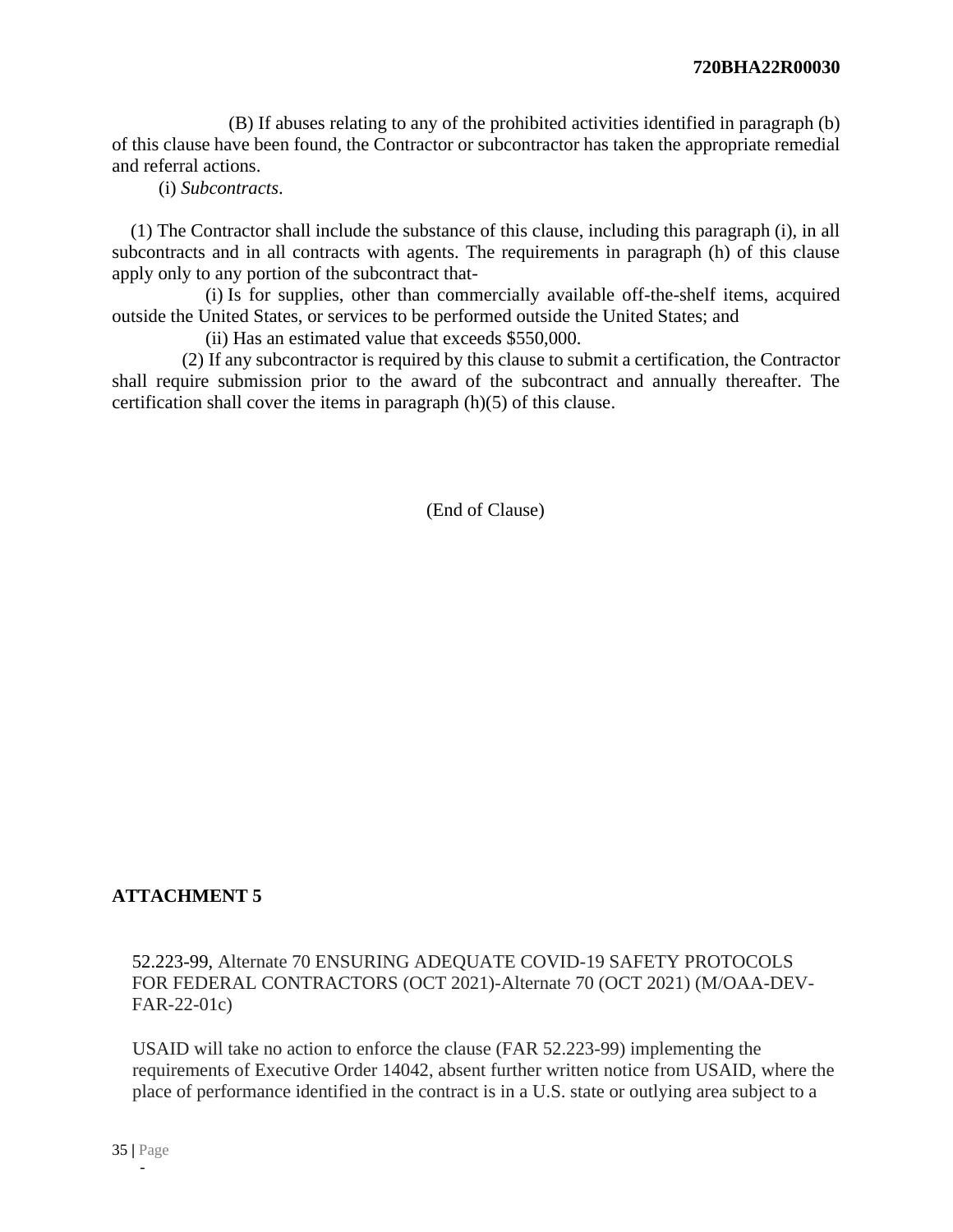(B) If abuses relating to any of the prohibited activities identified in paragraph (b) of this clause have been found, the Contractor or subcontractor has taken the appropriate remedial and referral actions.

(i) *Subcontracts*.

(1) The Contractor shall include the substance of this clause, including this paragraph (i), in all subcontracts and in all contracts with agents. The requirements in paragraph (h) of this clause apply only to any portion of the subcontract that-

(i) Is for supplies, other than commercially available off-the-shelf items, acquired outside the United States, or services to be performed outside the United States; and

(ii) Has an estimated value that exceeds $550,000.

(2) If any subcontractor is required by this clause to submit a certification, the Contractor shall require submission prior to the award of the subcontract and annually thereafter. The certification shall cover the items in paragraph (h)(5) of this clause.

(End of Clause)

**ATTACHMENT 5**

52.223-99, Alternate 70 ENSURING ADEQUATE COVID-19 SAFETY PROTOCOLS FOR FEDERAL CONTRACTORS (OCT 2021)-Alternate 70 (OCT 2021) (M/OAA-DEV-FAR-22-01c)

USAID will take no action to enforce the clause (FAR 52.223-99) implementing the requirements of Executive Order 14042, absent further written notice from USAID, where the place of performance identified in the contract is in a U.S. state or outlying area subject to a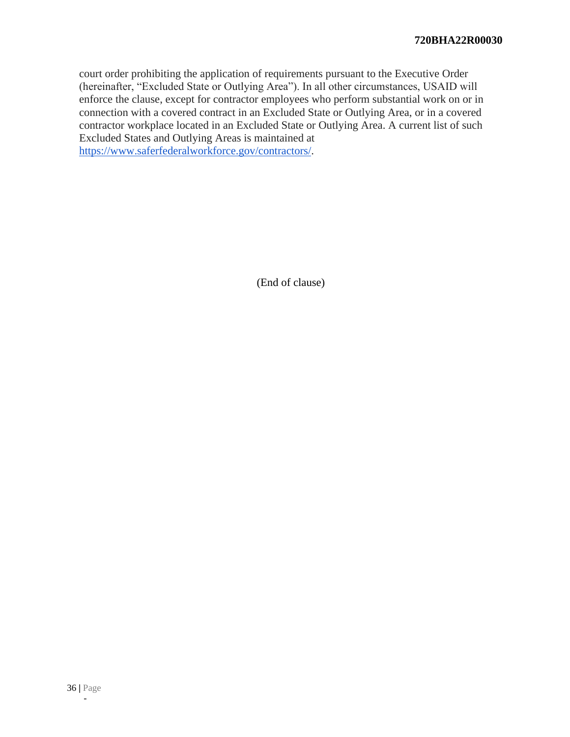court order prohibiting the application of requirements pursuant to the Executive Order (hereinafter, "Excluded State or Outlying Area"). In all other circumstances, USAID will enforce the clause, except for contractor employees who perform substantial work on or in connection with a covered contract in an Excluded State or Outlying Area, or in a covered contractor workplace located in an Excluded State or Outlying Area. A current list of such Excluded States and Outlying Areas is maintained at https://www.saferfederalworkforce.gov/contractors/.

(End of clause)